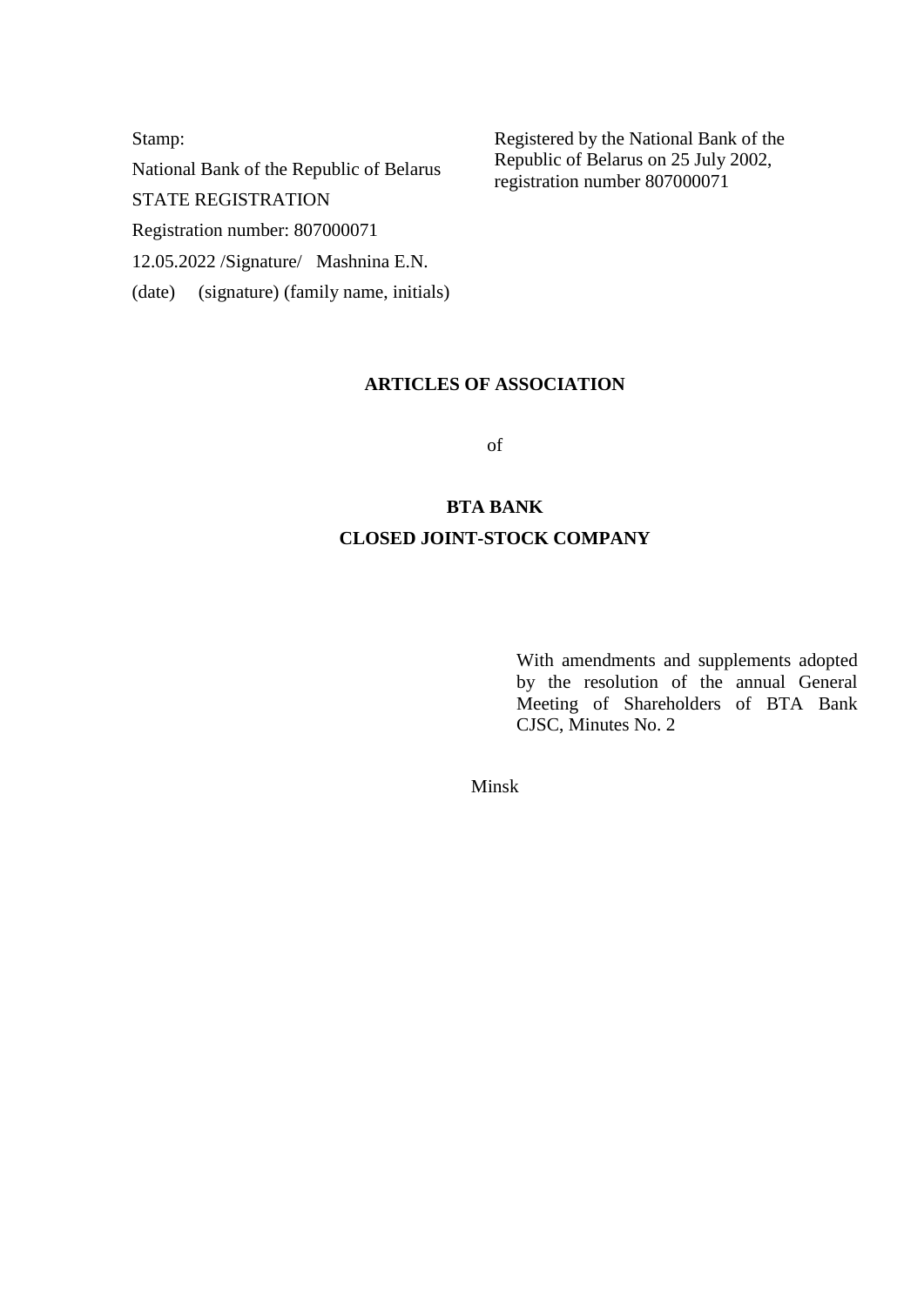Stamp:

National Bank of the Republic of Belarus

STATE REGISTRATION

Registration number: 807000071

12.05.2022 /Signature/ Mashnina E.N.

(date) (signature) (family name, initials)

Registered by the National Bank of the Republic of Belarus on 25 July 2002, registration number 807000071

# ARTICLES OF ASSOCIATION

of

# BTA BANK

# CLOSED JOINT-STOCK COMPANY

With amendments and supplements adopted by the resolution of the annual General Meeting of Shareholders of BTA Bank CJSC, Minutes No. 2

Minsk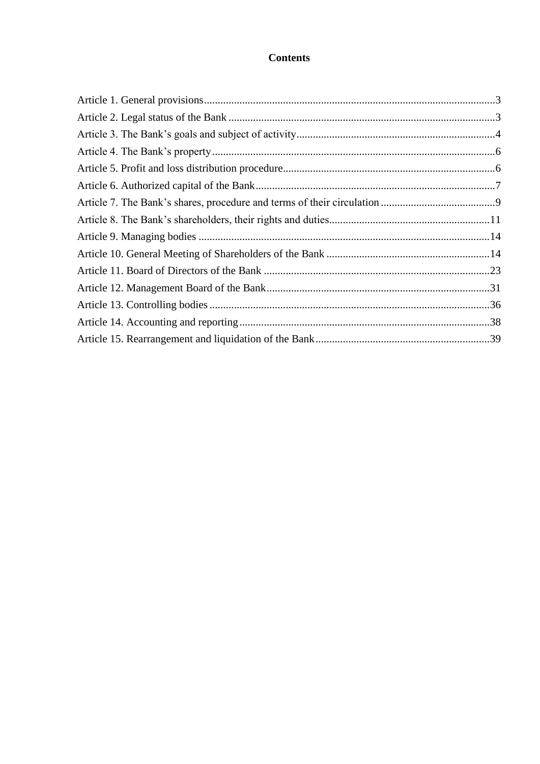# Contents

Article 1. General provisions...........................................................................................................3
Article 2. Legal status of the Bank ...................................................................................................3
Article 3. The Bank's goals and subject of activity.........................................................................4
Article 4. The Bank's property .........................................................................................................6
Article 5. Profit and loss distribution procedure..............................................................................6
Article 6. Authorized capital of the Bank.........................................................................................7
Article 7. The Bank's shares, procedure and terms of their circulation ...........................................9
Article 8. The Bank's shareholders, their rights and duties...........................................................11
Article 9. Managing bodies ...........................................................................................................14
Article 10. General Meeting of Shareholders of the Bank .............................................................14
Article 11. Board of Directors of the Bank ....................................................................................23
Article 12. Management Board of the Bank...................................................................................31
Article 13. Controlling bodies .......................................................................................................36
Article 14. Accounting and reporting............................................................................................38
Article 15. Rearrangement and liquidation of the Bank.................................................................39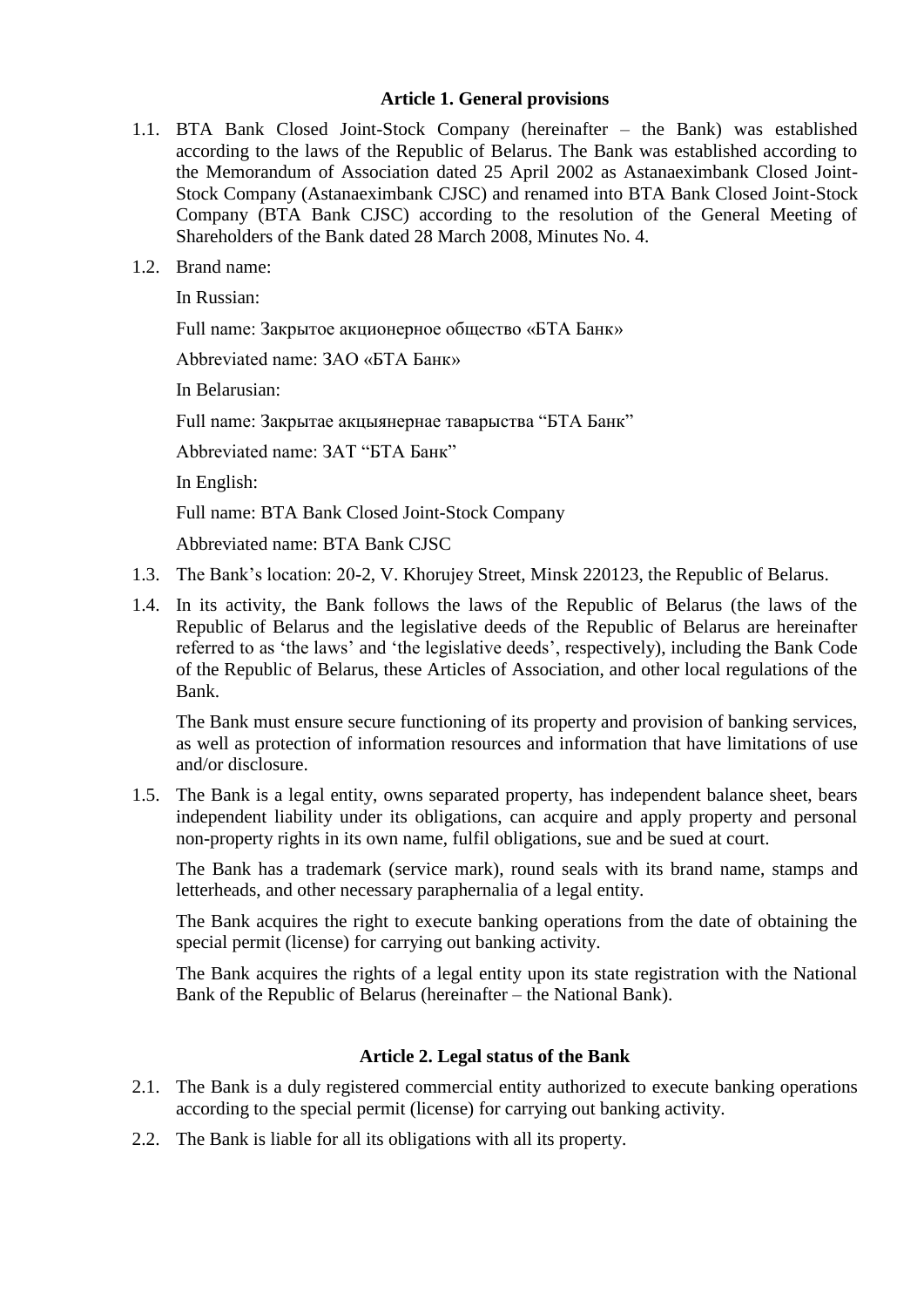### Article 1. General provisions

1.1. BTA Bank Closed Joint-Stock Company (hereinafter – the Bank) was established according to the laws of the Republic of Belarus. The Bank was established according to the Memorandum of Association dated 25 April 2002 as Astanaeximbank Closed Joint-Stock Company (Astanaeximbank CJSC) and renamed into BTA Bank Closed Joint-Stock Company (BTA Bank CJSC) according to the resolution of the General Meeting of Shareholders of the Bank dated 28 March 2008, Minutes No. 4.

1.2. Brand name:

In Russian:

Full name: Закрытое акционерное общество «БТА Банк»

Abbreviated name: ЗАО «БТА Банк»

In Belarusian:

Full name: Закрытае акцыянернае таварыства "БТА Банк"

Abbreviated name: ЗАТ "БТА Банк"

In English:

Full name: BTA Bank Closed Joint-Stock Company

Abbreviated name: BTA Bank CJSC

1.3. The Bank's location: 20-2, V. Khorujey Street, Minsk 220123, the Republic of Belarus.

1.4. In its activity, the Bank follows the laws of the Republic of Belarus (the laws of the Republic of Belarus and the legislative deeds of the Republic of Belarus are hereinafter referred to as 'the laws' and 'the legislative deeds', respectively), including the Bank Code of the Republic of Belarus, these Articles of Association, and other local regulations of the Bank.

The Bank must ensure secure functioning of its property and provision of banking services, as well as protection of information resources and information that have limitations of use and/or disclosure.

1.5. The Bank is a legal entity, owns separated property, has independent balance sheet, bears independent liability under its obligations, can acquire and apply property and personal non-property rights in its own name, fulfil obligations, sue and be sued at court.

The Bank has a trademark (service mark), round seals with its brand name, stamps and letterheads, and other necessary paraphernalia of a legal entity.

The Bank acquires the right to execute banking operations from the date of obtaining the special permit (license) for carrying out banking activity.

The Bank acquires the rights of a legal entity upon its state registration with the National Bank of the Republic of Belarus (hereinafter – the National Bank).

### Article 2. Legal status of the Bank

2.1. The Bank is a duly registered commercial entity authorized to execute banking operations according to the special permit (license) for carrying out banking activity.

2.2. The Bank is liable for all its obligations with all its property.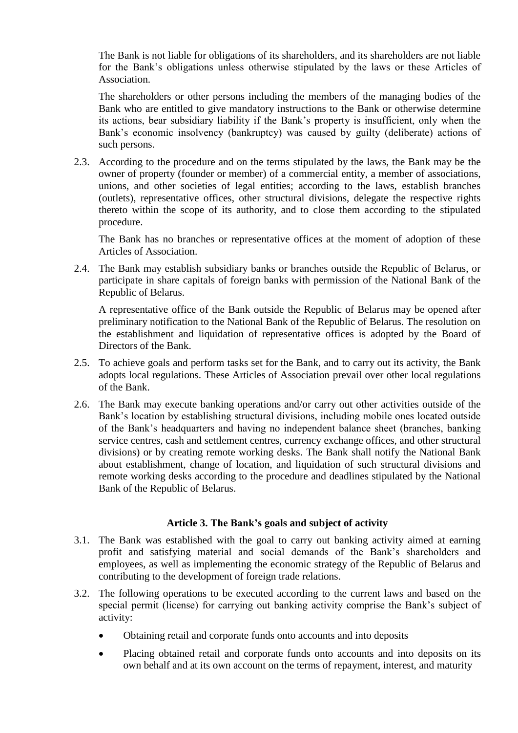The Bank is not liable for obligations of its shareholders, and its shareholders are not liable for the Bank's obligations unless otherwise stipulated by the laws or these Articles of Association.

The shareholders or other persons including the members of the managing bodies of the Bank who are entitled to give mandatory instructions to the Bank or otherwise determine its actions, bear subsidiary liability if the Bank's property is insufficient, only when the Bank's economic insolvency (bankruptcy) was caused by guilty (deliberate) actions of such persons.

2.3. According to the procedure and on the terms stipulated by the laws, the Bank may be the owner of property (founder or member) of a commercial entity, a member of associations, unions, and other societies of legal entities; according to the laws, establish branches (outlets), representative offices, other structural divisions, delegate the respective rights thereto within the scope of its authority, and to close them according to the stipulated procedure.

The Bank has no branches or representative offices at the moment of adoption of these Articles of Association.

2.4. The Bank may establish subsidiary banks or branches outside the Republic of Belarus, or participate in share capitals of foreign banks with permission of the National Bank of the Republic of Belarus.

A representative office of the Bank outside the Republic of Belarus may be opened after preliminary notification to the National Bank of the Republic of Belarus. The resolution on the establishment and liquidation of representative offices is adopted by the Board of Directors of the Bank.

2.5. To achieve goals and perform tasks set for the Bank, and to carry out its activity, the Bank adopts local regulations. These Articles of Association prevail over other local regulations of the Bank.

2.6. The Bank may execute banking operations and/or carry out other activities outside of the Bank's location by establishing structural divisions, including mobile ones located outside of the Bank's headquarters and having no independent balance sheet (branches, banking service centres, cash and settlement centres, currency exchange offices, and other structural divisions) or by creating remote working desks. The Bank shall notify the National Bank about establishment, change of location, and liquidation of such structural divisions and remote working desks according to the procedure and deadlines stipulated by the National Bank of the Republic of Belarus.

### Article 3. The Bank's goals and subject of activity

3.1. The Bank was established with the goal to carry out banking activity aimed at earning profit and satisfying material and social demands of the Bank's shareholders and employees, as well as implementing the economic strategy of the Republic of Belarus and contributing to the development of foreign trade relations.

3.2. The following operations to be executed according to the current laws and based on the special permit (license) for carrying out banking activity comprise the Bank's subject of activity:

- Obtaining retail and corporate funds onto accounts and into deposits
- Placing obtained retail and corporate funds onto accounts and into deposits on its own behalf and at its own account on the terms of repayment, interest, and maturity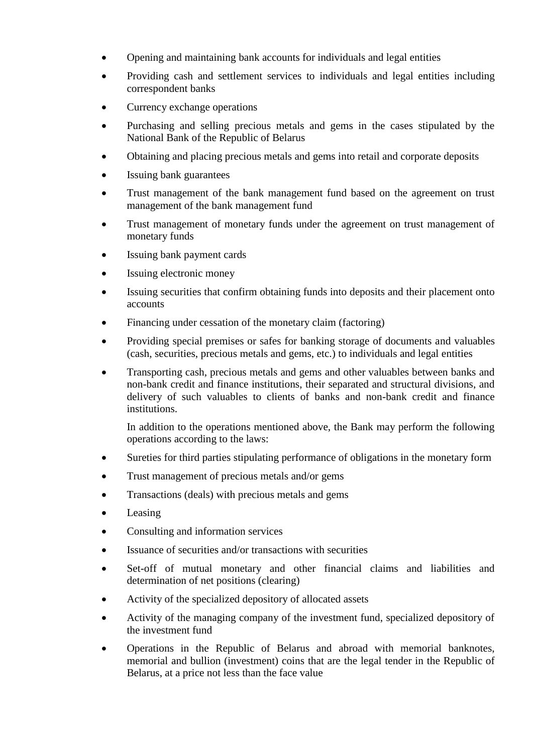- Opening and maintaining bank accounts for individuals and legal entities
- Providing cash and settlement services to individuals and legal entities including correspondent banks
- Currency exchange operations
- Purchasing and selling precious metals and gems in the cases stipulated by the National Bank of the Republic of Belarus
- Obtaining and placing precious metals and gems into retail and corporate deposits
- Issuing bank guarantees
- Trust management of the bank management fund based on the agreement on trust management of the bank management fund
- Trust management of monetary funds under the agreement on trust management of monetary funds
- Issuing bank payment cards
- Issuing electronic money
- Issuing securities that confirm obtaining funds into deposits and their placement onto accounts
- Financing under cessation of the monetary claim (factoring)
- Providing special premises or safes for banking storage of documents and valuables (cash, securities, precious metals and gems, etc.) to individuals and legal entities
- Transporting cash, precious metals and gems and other valuables between banks and non-bank credit and finance institutions, their separated and structural divisions, and delivery of such valuables to clients of banks and non-bank credit and finance institutions.

  In addition to the operations mentioned above, the Bank may perform the following operations according to the laws:

- Sureties for third parties stipulating performance of obligations in the monetary form
- Trust management of precious metals and/or gems
- Transactions (deals) with precious metals and gems
- Leasing
- Consulting and information services
- Issuance of securities and/or transactions with securities
- Set-off of mutual monetary and other financial claims and liabilities and determination of net positions (clearing)
- Activity of the specialized depository of allocated assets
- Activity of the managing company of the investment fund, specialized depository of the investment fund
- Operations in the Republic of Belarus and abroad with memorial banknotes, memorial and bullion (investment) coins that are the legal tender in the Republic of Belarus, at a price not less than the face value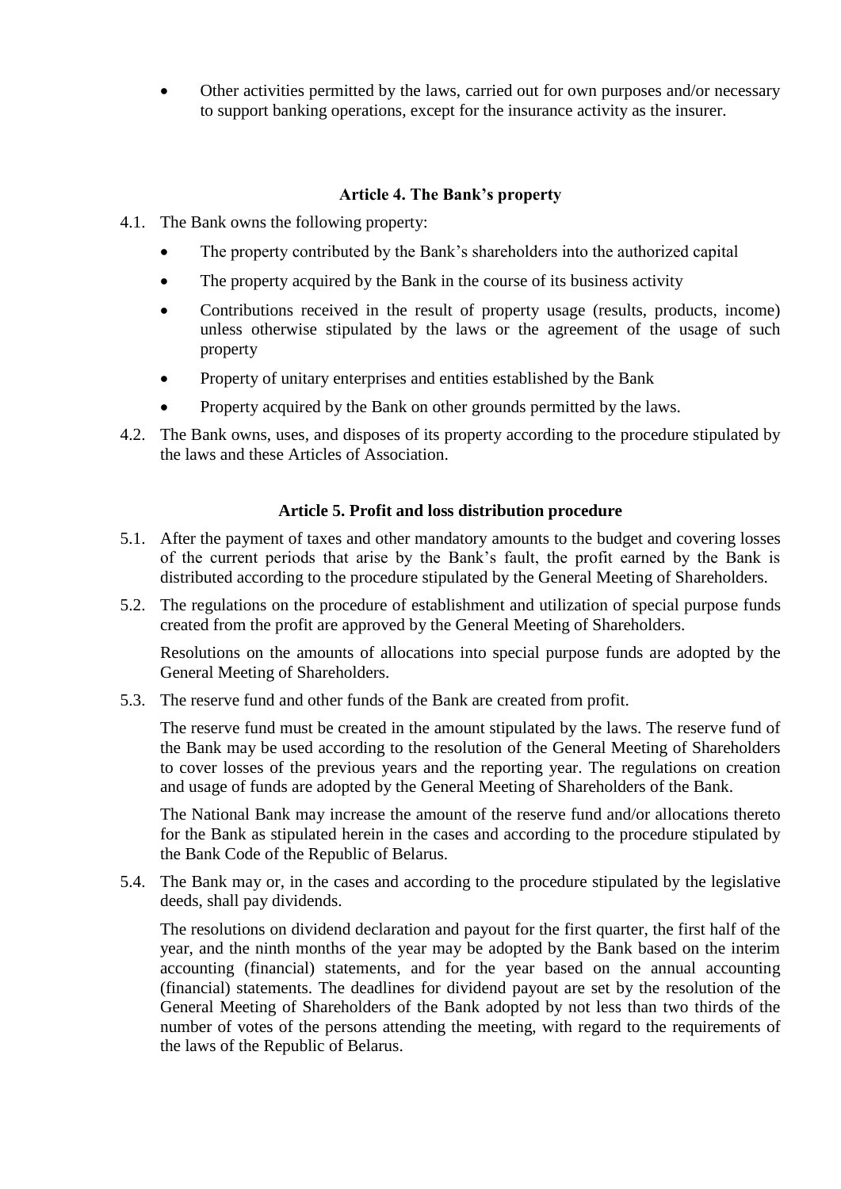- Other activities permitted by the laws, carried out for own purposes and/or necessary to support banking operations, except for the insurance activity as the insurer.

### Article 4. The Bank's property

4.1. The Bank owns the following property:

- The property contributed by the Bank's shareholders into the authorized capital
- The property acquired by the Bank in the course of its business activity
- Contributions received in the result of property usage (results, products, income) unless otherwise stipulated by the laws or the agreement of the usage of such property
- Property of unitary enterprises and entities established by the Bank
- Property acquired by the Bank on other grounds permitted by the laws.

4.2. The Bank owns, uses, and disposes of its property according to the procedure stipulated by the laws and these Articles of Association.

### Article 5. Profit and loss distribution procedure

5.1. After the payment of taxes and other mandatory amounts to the budget and covering losses of the current periods that arise by the Bank's fault, the profit earned by the Bank is distributed according to the procedure stipulated by the General Meeting of Shareholders.

5.2. The regulations on the procedure of establishment and utilization of special purpose funds created from the profit are approved by the General Meeting of Shareholders.

Resolutions on the amounts of allocations into special purpose funds are adopted by the General Meeting of Shareholders.

5.3. The reserve fund and other funds of the Bank are created from profit.

The reserve fund must be created in the amount stipulated by the laws. The reserve fund of the Bank may be used according to the resolution of the General Meeting of Shareholders to cover losses of the previous years and the reporting year. The regulations on creation and usage of funds are adopted by the General Meeting of Shareholders of the Bank.

The National Bank may increase the amount of the reserve fund and/or allocations thereto for the Bank as stipulated herein in the cases and according to the procedure stipulated by the Bank Code of the Republic of Belarus.

5.4. The Bank may or, in the cases and according to the procedure stipulated by the legislative deeds, shall pay dividends.

The resolutions on dividend declaration and payout for the first quarter, the first half of the year, and the ninth months of the year may be adopted by the Bank based on the interim accounting (financial) statements, and for the year based on the annual accounting (financial) statements. The deadlines for dividend payout are set by the resolution of the General Meeting of Shareholders of the Bank adopted by not less than two thirds of the number of votes of the persons attending the meeting, with regard to the requirements of the laws of the Republic of Belarus.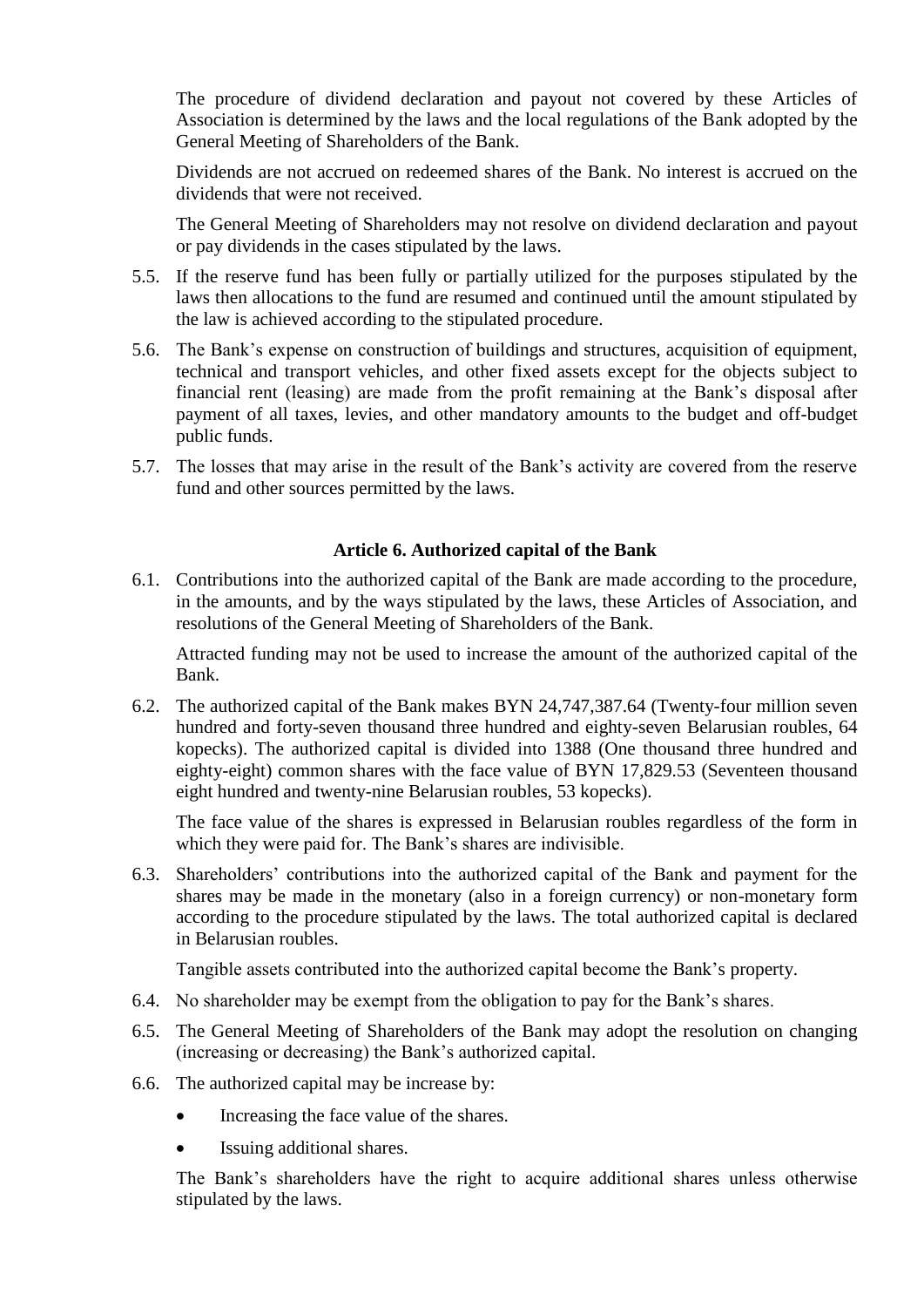The procedure of dividend declaration and payout not covered by these Articles of Association is determined by the laws and the local regulations of the Bank adopted by the General Meeting of Shareholders of the Bank.

Dividends are not accrued on redeemed shares of the Bank. No interest is accrued on the dividends that were not received.

The General Meeting of Shareholders may not resolve on dividend declaration and payout or pay dividends in the cases stipulated by the laws.

5.5. If the reserve fund has been fully or partially utilized for the purposes stipulated by the laws then allocations to the fund are resumed and continued until the amount stipulated by the law is achieved according to the stipulated procedure.

5.6. The Bank's expense on construction of buildings and structures, acquisition of equipment, technical and transport vehicles, and other fixed assets except for the objects subject to financial rent (leasing) are made from the profit remaining at the Bank's disposal after payment of all taxes, levies, and other mandatory amounts to the budget and off-budget public funds.

5.7. The losses that may arise in the result of the Bank's activity are covered from the reserve fund and other sources permitted by the laws.

### Article 6. Authorized capital of the Bank

6.1. Contributions into the authorized capital of the Bank are made according to the procedure, in the amounts, and by the ways stipulated by the laws, these Articles of Association, and resolutions of the General Meeting of Shareholders of the Bank.

Attracted funding may not be used to increase the amount of the authorized capital of the Bank.

6.2. The authorized capital of the Bank makes BYN 24,747,387.64 (Twenty-four million seven hundred and forty-seven thousand three hundred and eighty-seven Belarusian roubles, 64 kopecks). The authorized capital is divided into 1388 (One thousand three hundred and eighty-eight) common shares with the face value of BYN 17,829.53 (Seventeen thousand eight hundred and twenty-nine Belarusian roubles, 53 kopecks).

The face value of the shares is expressed in Belarusian roubles regardless of the form in which they were paid for. The Bank's shares are indivisible.

6.3. Shareholders' contributions into the authorized capital of the Bank and payment for the shares may be made in the monetary (also in a foreign currency) or non-monetary form according to the procedure stipulated by the laws. The total authorized capital is declared in Belarusian roubles.

Tangible assets contributed into the authorized capital become the Bank's property.

6.4. No shareholder may be exempt from the obligation to pay for the Bank's shares.

6.5. The General Meeting of Shareholders of the Bank may adopt the resolution on changing (increasing or decreasing) the Bank's authorized capital.

6.6. The authorized capital may be increase by:

- Increasing the face value of the shares.
- Issuing additional shares.

The Bank's shareholders have the right to acquire additional shares unless otherwise stipulated by the laws.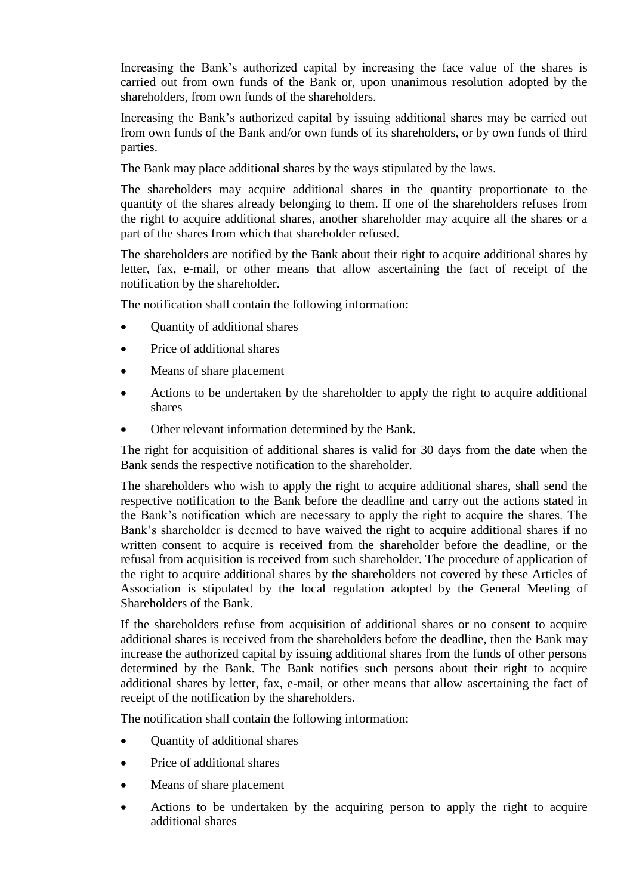Increasing the Bank's authorized capital by increasing the face value of the shares is carried out from own funds of the Bank or, upon unanimous resolution adopted by the shareholders, from own funds of the shareholders.

Increasing the Bank's authorized capital by issuing additional shares may be carried out from own funds of the Bank and/or own funds of its shareholders, or by own funds of third parties.

The Bank may place additional shares by the ways stipulated by the laws.

The shareholders may acquire additional shares in the quantity proportionate to the quantity of the shares already belonging to them. If one of the shareholders refuses from the right to acquire additional shares, another shareholder may acquire all the shares or a part of the shares from which that shareholder refused.

The shareholders are notified by the Bank about their right to acquire additional shares by letter, fax, e-mail, or other means that allow ascertaining the fact of receipt of the notification by the shareholder.

The notification shall contain the following information:

- Quantity of additional shares
- Price of additional shares
- Means of share placement
- Actions to be undertaken by the shareholder to apply the right to acquire additional shares
- Other relevant information determined by the Bank.

The right for acquisition of additional shares is valid for 30 days from the date when the Bank sends the respective notification to the shareholder.

The shareholders who wish to apply the right to acquire additional shares, shall send the respective notification to the Bank before the deadline and carry out the actions stated in the Bank's notification which are necessary to apply the right to acquire the shares. The Bank's shareholder is deemed to have waived the right to acquire additional shares if no written consent to acquire is received from the shareholder before the deadline, or the refusal from acquisition is received from such shareholder. The procedure of application of the right to acquire additional shares by the shareholders not covered by these Articles of Association is stipulated by the local regulation adopted by the General Meeting of Shareholders of the Bank.

If the shareholders refuse from acquisition of additional shares or no consent to acquire additional shares is received from the shareholders before the deadline, then the Bank may increase the authorized capital by issuing additional shares from the funds of other persons determined by the Bank. The Bank notifies such persons about their right to acquire additional shares by letter, fax, e-mail, or other means that allow ascertaining the fact of receipt of the notification by the shareholders.

The notification shall contain the following information:

- Quantity of additional shares
- Price of additional shares
- Means of share placement
- Actions to be undertaken by the acquiring person to apply the right to acquire additional shares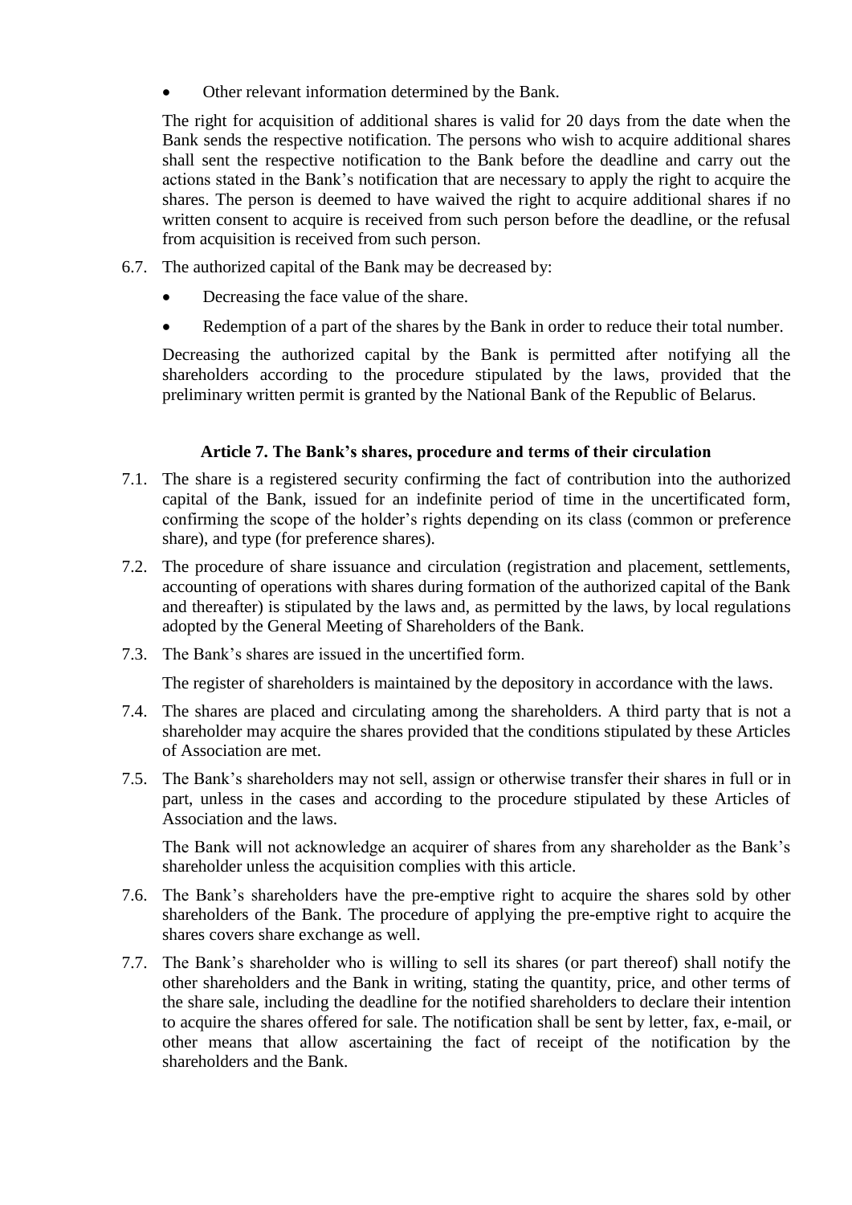- Other relevant information determined by the Bank.

The right for acquisition of additional shares is valid for 20 days from the date when the Bank sends the respective notification. The persons who wish to acquire additional shares shall sent the respective notification to the Bank before the deadline and carry out the actions stated in the Bank's notification that are necessary to apply the right to acquire the shares. The person is deemed to have waived the right to acquire additional shares if no written consent to acquire is received from such person before the deadline, or the refusal from acquisition is received from such person.

6.7. The authorized capital of the Bank may be decreased by:

- Decreasing the face value of the share.
- Redemption of a part of the shares by the Bank in order to reduce their total number.

Decreasing the authorized capital by the Bank is permitted after notifying all the shareholders according to the procedure stipulated by the laws, provided that the preliminary written permit is granted by the National Bank of the Republic of Belarus.

### Article 7. The Bank's shares, procedure and terms of their circulation

7.1. The share is a registered security confirming the fact of contribution into the authorized capital of the Bank, issued for an indefinite period of time in the uncertificated form, confirming the scope of the holder's rights depending on its class (common or preference share), and type (for preference shares).

7.2. The procedure of share issuance and circulation (registration and placement, settlements, accounting of operations with shares during formation of the authorized capital of the Bank and thereafter) is stipulated by the laws and, as permitted by the laws, by local regulations adopted by the General Meeting of Shareholders of the Bank.

7.3. The Bank's shares are issued in the uncertified form.

The register of shareholders is maintained by the depository in accordance with the laws.

7.4. The shares are placed and circulating among the shareholders. A third party that is not a shareholder may acquire the shares provided that the conditions stipulated by these Articles of Association are met.

7.5. The Bank's shareholders may not sell, assign or otherwise transfer their shares in full or in part, unless in the cases and according to the procedure stipulated by these Articles of Association and the laws.

The Bank will not acknowledge an acquirer of shares from any shareholder as the Bank's shareholder unless the acquisition complies with this article.

7.6. The Bank's shareholders have the pre-emptive right to acquire the shares sold by other shareholders of the Bank. The procedure of applying the pre-emptive right to acquire the shares covers share exchange as well.

7.7. The Bank's shareholder who is willing to sell its shares (or part thereof) shall notify the other shareholders and the Bank in writing, stating the quantity, price, and other terms of the share sale, including the deadline for the notified shareholders to declare their intention to acquire the shares offered for sale. The notification shall be sent by letter, fax, e-mail, or other means that allow ascertaining the fact of receipt of the notification by the shareholders and the Bank.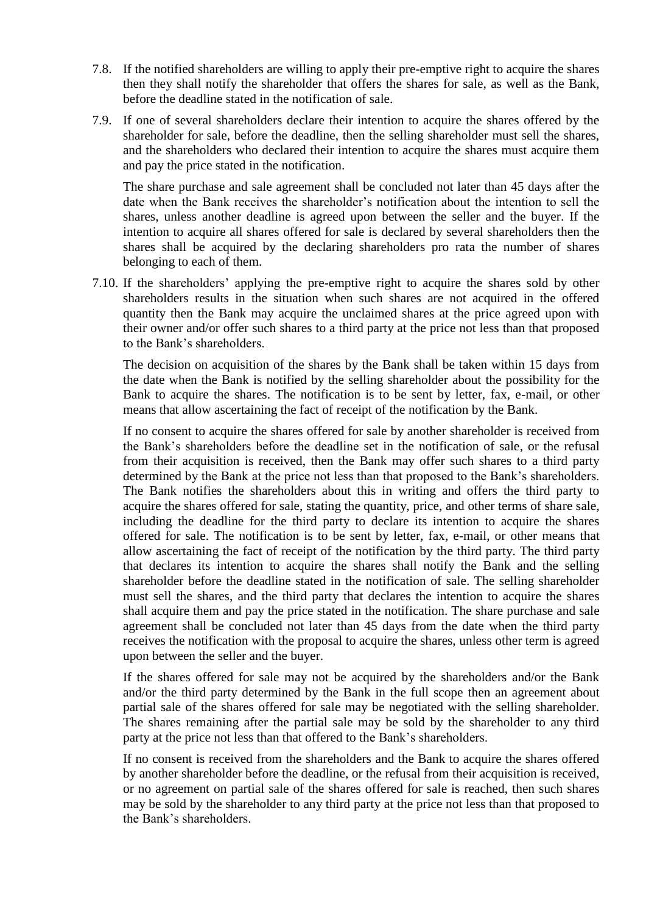7.8. If the notified shareholders are willing to apply their pre-emptive right to acquire the shares then they shall notify the shareholder that offers the shares for sale, as well as the Bank, before the deadline stated in the notification of sale.

7.9. If one of several shareholders declare their intention to acquire the shares offered by the shareholder for sale, before the deadline, then the selling shareholder must sell the shares, and the shareholders who declared their intention to acquire the shares must acquire them and pay the price stated in the notification.

The share purchase and sale agreement shall be concluded not later than 45 days after the date when the Bank receives the shareholder's notification about the intention to sell the shares, unless another deadline is agreed upon between the seller and the buyer. If the intention to acquire all shares offered for sale is declared by several shareholders then the shares shall be acquired by the declaring shareholders pro rata the number of shares belonging to each of them.

7.10. If the shareholders' applying the pre-emptive right to acquire the shares sold by other shareholders results in the situation when such shares are not acquired in the offered quantity then the Bank may acquire the unclaimed shares at the price agreed upon with their owner and/or offer such shares to a third party at the price not less than that proposed to the Bank's shareholders.

The decision on acquisition of the shares by the Bank shall be taken within 15 days from the date when the Bank is notified by the selling shareholder about the possibility for the Bank to acquire the shares. The notification is to be sent by letter, fax, e-mail, or other means that allow ascertaining the fact of receipt of the notification by the Bank.

If no consent to acquire the shares offered for sale by another shareholder is received from the Bank's shareholders before the deadline set in the notification of sale, or the refusal from their acquisition is received, then the Bank may offer such shares to a third party determined by the Bank at the price not less than that proposed to the Bank's shareholders. The Bank notifies the shareholders about this in writing and offers the third party to acquire the shares offered for sale, stating the quantity, price, and other terms of share sale, including the deadline for the third party to declare its intention to acquire the shares offered for sale. The notification is to be sent by letter, fax, e-mail, or other means that allow ascertaining the fact of receipt of the notification by the third party. The third party that declares its intention to acquire the shares shall notify the Bank and the selling shareholder before the deadline stated in the notification of sale. The selling shareholder must sell the shares, and the third party that declares the intention to acquire the shares shall acquire them and pay the price stated in the notification. The share purchase and sale agreement shall be concluded not later than 45 days from the date when the third party receives the notification with the proposal to acquire the shares, unless other term is agreed upon between the seller and the buyer.

If the shares offered for sale may not be acquired by the shareholders and/or the Bank and/or the third party determined by the Bank in the full scope then an agreement about partial sale of the shares offered for sale may be negotiated with the selling shareholder. The shares remaining after the partial sale may be sold by the shareholder to any third party at the price not less than that offered to the Bank's shareholders.

If no consent is received from the shareholders and the Bank to acquire the shares offered by another shareholder before the deadline, or the refusal from their acquisition is received, or no agreement on partial sale of the shares offered for sale is reached, then such shares may be sold by the shareholder to any third party at the price not less than that proposed to the Bank's shareholders.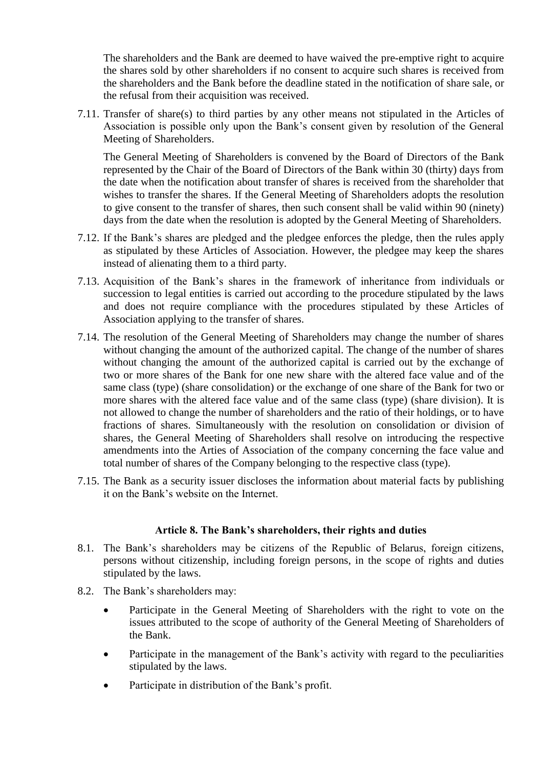The shareholders and the Bank are deemed to have waived the pre-emptive right to acquire the shares sold by other shareholders if no consent to acquire such shares is received from the shareholders and the Bank before the deadline stated in the notification of share sale, or the refusal from their acquisition was received.

7.11. Transfer of share(s) to third parties by any other means not stipulated in the Articles of Association is possible only upon the Bank's consent given by resolution of the General Meeting of Shareholders.

The General Meeting of Shareholders is convened by the Board of Directors of the Bank represented by the Chair of the Board of Directors of the Bank within 30 (thirty) days from the date when the notification about transfer of shares is received from the shareholder that wishes to transfer the shares. If the General Meeting of Shareholders adopts the resolution to give consent to the transfer of shares, then such consent shall be valid within 90 (ninety) days from the date when the resolution is adopted by the General Meeting of Shareholders.

7.12. If the Bank's shares are pledged and the pledgee enforces the pledge, then the rules apply as stipulated by these Articles of Association. However, the pledgee may keep the shares instead of alienating them to a third party.

7.13. Acquisition of the Bank's shares in the framework of inheritance from individuals or succession to legal entities is carried out according to the procedure stipulated by the laws and does not require compliance with the procedures stipulated by these Articles of Association applying to the transfer of shares.

7.14. The resolution of the General Meeting of Shareholders may change the number of shares without changing the amount of the authorized capital. The change of the number of shares without changing the amount of the authorized capital is carried out by the exchange of two or more shares of the Bank for one new share with the altered face value and of the same class (type) (share consolidation) or the exchange of one share of the Bank for two or more shares with the altered face value and of the same class (type) (share division). It is not allowed to change the number of shareholders and the ratio of their holdings, or to have fractions of shares. Simultaneously with the resolution on consolidation or division of shares, the General Meeting of Shareholders shall resolve on introducing the respective amendments into the Arties of Association of the company concerning the face value and total number of shares of the Company belonging to the respective class (type).

7.15. The Bank as a security issuer discloses the information about material facts by publishing it on the Bank's website on the Internet.

### Article 8. The Bank's shareholders, their rights and duties

8.1. The Bank's shareholders may be citizens of the Republic of Belarus, foreign citizens, persons without citizenship, including foreign persons, in the scope of rights and duties stipulated by the laws.

8.2. The Bank's shareholders may:

- Participate in the General Meeting of Shareholders with the right to vote on the issues attributed to the scope of authority of the General Meeting of Shareholders of the Bank.
- Participate in the management of the Bank's activity with regard to the peculiarities stipulated by the laws.
- Participate in distribution of the Bank's profit.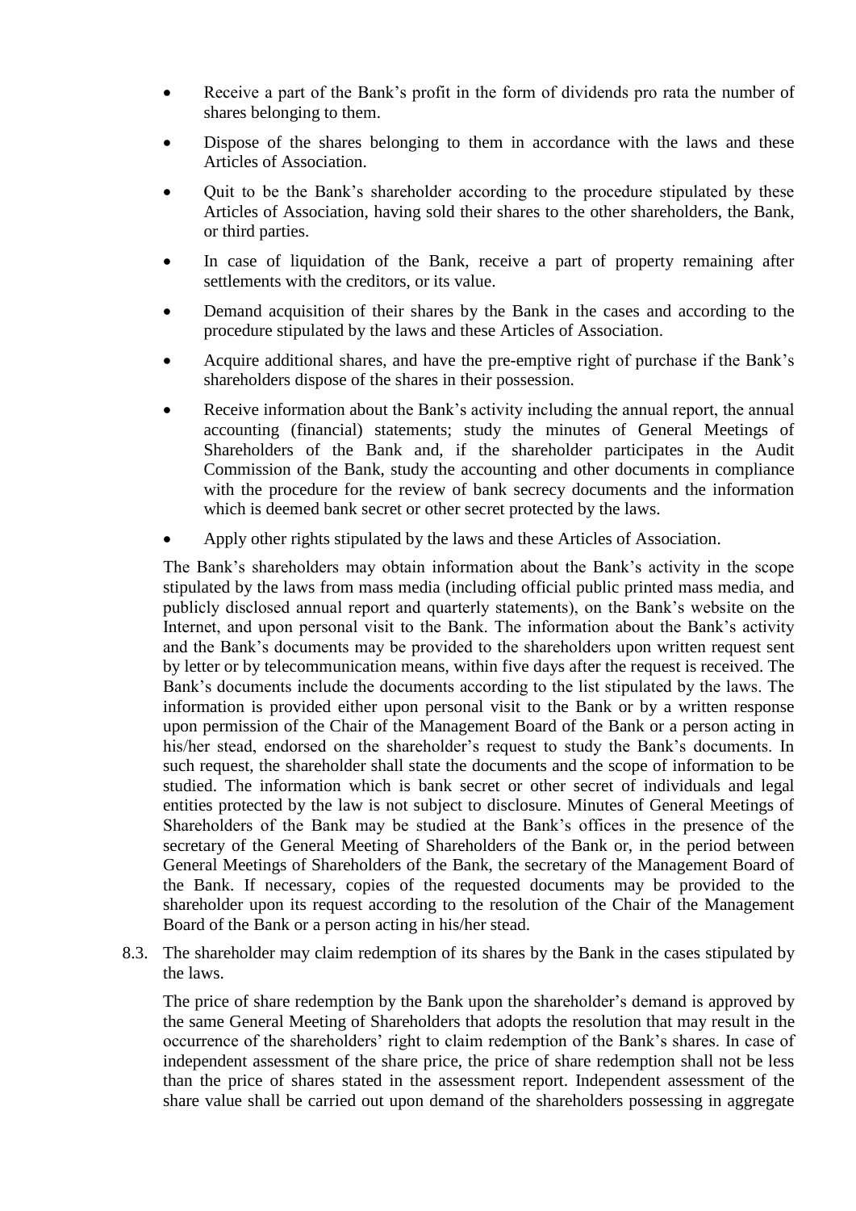- Receive a part of the Bank's profit in the form of dividends pro rata the number of shares belonging to them.
- Dispose of the shares belonging to them in accordance with the laws and these Articles of Association.
- Quit to be the Bank's shareholder according to the procedure stipulated by these Articles of Association, having sold their shares to the other shareholders, the Bank, or third parties.
- In case of liquidation of the Bank, receive a part of property remaining after settlements with the creditors, or its value.
- Demand acquisition of their shares by the Bank in the cases and according to the procedure stipulated by the laws and these Articles of Association.
- Acquire additional shares, and have the pre-emptive right of purchase if the Bank's shareholders dispose of the shares in their possession.
- Receive information about the Bank's activity including the annual report, the annual accounting (financial) statements; study the minutes of General Meetings of Shareholders of the Bank and, if the shareholder participates in the Audit Commission of the Bank, study the accounting and other documents in compliance with the procedure for the review of bank secrecy documents and the information which is deemed bank secret or other secret protected by the laws.
- Apply other rights stipulated by the laws and these Articles of Association.

The Bank's shareholders may obtain information about the Bank's activity in the scope stipulated by the laws from mass media (including official public printed mass media, and publicly disclosed annual report and quarterly statements), on the Bank's website on the Internet, and upon personal visit to the Bank. The information about the Bank's activity and the Bank's documents may be provided to the shareholders upon written request sent by letter or by telecommunication means, within five days after the request is received. The Bank's documents include the documents according to the list stipulated by the laws. The information is provided either upon personal visit to the Bank or by a written response upon permission of the Chair of the Management Board of the Bank or a person acting in his/her stead, endorsed on the shareholder's request to study the Bank's documents. In such request, the shareholder shall state the documents and the scope of information to be studied. The information which is bank secret or other secret of individuals and legal entities protected by the law is not subject to disclosure. Minutes of General Meetings of Shareholders of the Bank may be studied at the Bank's offices in the presence of the secretary of the General Meeting of Shareholders of the Bank or, in the period between General Meetings of Shareholders of the Bank, the secretary of the Management Board of the Bank. If necessary, copies of the requested documents may be provided to the shareholder upon its request according to the resolution of the Chair of the Management Board of the Bank or a person acting in his/her stead.

8.3. The shareholder may claim redemption of its shares by the Bank in the cases stipulated by the laws.

The price of share redemption by the Bank upon the shareholder's demand is approved by the same General Meeting of Shareholders that adopts the resolution that may result in the occurrence of the shareholders' right to claim redemption of the Bank's shares. In case of independent assessment of the share price, the price of share redemption shall not be less than the price of shares stated in the assessment report. Independent assessment of the share value shall be carried out upon demand of the shareholders possessing in aggregate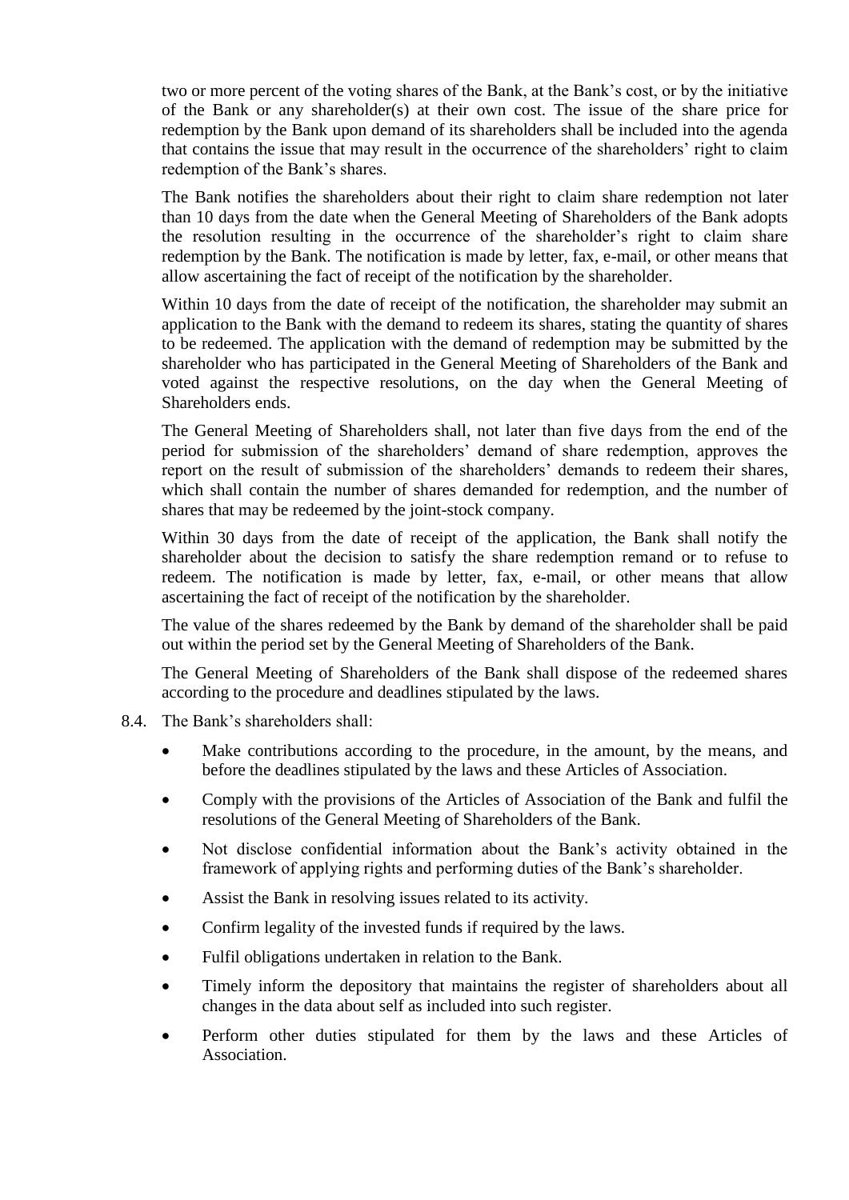two or more percent of the voting shares of the Bank, at the Bank's cost, or by the initiative of the Bank or any shareholder(s) at their own cost. The issue of the share price for redemption by the Bank upon demand of its shareholders shall be included into the agenda that contains the issue that may result in the occurrence of the shareholders' right to claim redemption of the Bank's shares.

The Bank notifies the shareholders about their right to claim share redemption not later than 10 days from the date when the General Meeting of Shareholders of the Bank adopts the resolution resulting in the occurrence of the shareholder's right to claim share redemption by the Bank. The notification is made by letter, fax, e-mail, or other means that allow ascertaining the fact of receipt of the notification by the shareholder.

Within 10 days from the date of receipt of the notification, the shareholder may submit an application to the Bank with the demand to redeem its shares, stating the quantity of shares to be redeemed. The application with the demand of redemption may be submitted by the shareholder who has participated in the General Meeting of Shareholders of the Bank and voted against the respective resolutions, on the day when the General Meeting of Shareholders ends.

The General Meeting of Shareholders shall, not later than five days from the end of the period for submission of the shareholders' demand of share redemption, approves the report on the result of submission of the shareholders' demands to redeem their shares, which shall contain the number of shares demanded for redemption, and the number of shares that may be redeemed by the joint-stock company.

Within 30 days from the date of receipt of the application, the Bank shall notify the shareholder about the decision to satisfy the share redemption remand or to refuse to redeem. The notification is made by letter, fax, e-mail, or other means that allow ascertaining the fact of receipt of the notification by the shareholder.

The value of the shares redeemed by the Bank by demand of the shareholder shall be paid out within the period set by the General Meeting of Shareholders of the Bank.

The General Meeting of Shareholders of the Bank shall dispose of the redeemed shares according to the procedure and deadlines stipulated by the laws.

8.4. The Bank's shareholders shall:

- Make contributions according to the procedure, in the amount, by the means, and before the deadlines stipulated by the laws and these Articles of Association.
- Comply with the provisions of the Articles of Association of the Bank and fulfil the resolutions of the General Meeting of Shareholders of the Bank.
- Not disclose confidential information about the Bank's activity obtained in the framework of applying rights and performing duties of the Bank's shareholder.
- Assist the Bank in resolving issues related to its activity.
- Confirm legality of the invested funds if required by the laws.
- Fulfil obligations undertaken in relation to the Bank.
- Timely inform the depository that maintains the register of shareholders about all changes in the data about self as included into such register.
- Perform other duties stipulated for them by the laws and these Articles of Association.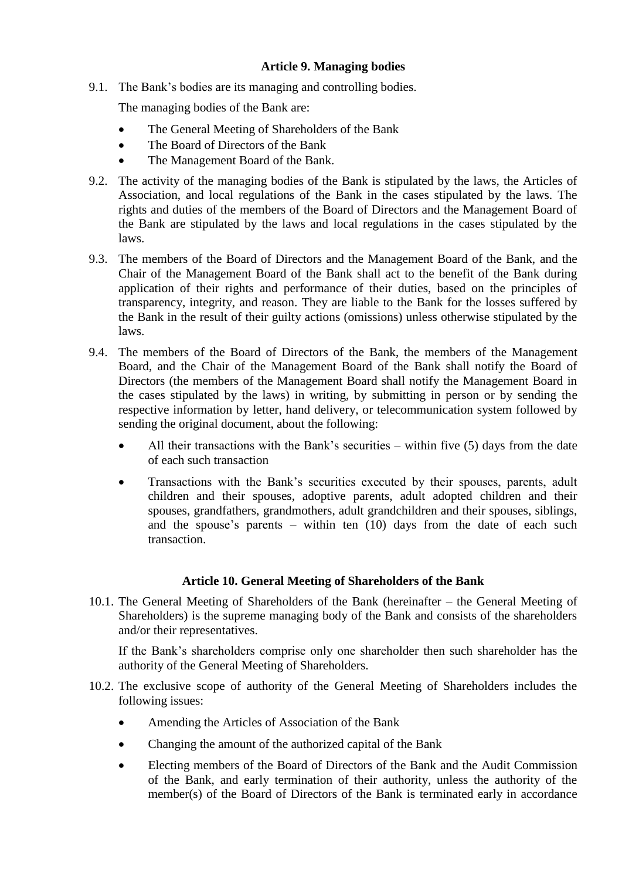### Article 9. Managing bodies

9.1. The Bank's bodies are its managing and controlling bodies.

The managing bodies of the Bank are:

- The General Meeting of Shareholders of the Bank
- The Board of Directors of the Bank
- The Management Board of the Bank.

9.2. The activity of the managing bodies of the Bank is stipulated by the laws, the Articles of Association, and local regulations of the Bank in the cases stipulated by the laws. The rights and duties of the members of the Board of Directors and the Management Board of the Bank are stipulated by the laws and local regulations in the cases stipulated by the laws.

9.3. The members of the Board of Directors and the Management Board of the Bank, and the Chair of the Management Board of the Bank shall act to the benefit of the Bank during application of their rights and performance of their duties, based on the principles of transparency, integrity, and reason. They are liable to the Bank for the losses suffered by the Bank in the result of their guilty actions (omissions) unless otherwise stipulated by the laws.

9.4. The members of the Board of Directors of the Bank, the members of the Management Board, and the Chair of the Management Board of the Bank shall notify the Board of Directors (the members of the Management Board shall notify the Management Board in the cases stipulated by the laws) in writing, by submitting in person or by sending the respective information by letter, hand delivery, or telecommunication system followed by sending the original document, about the following:

- All their transactions with the Bank's securities – within five (5) days from the date of each such transaction
- Transactions with the Bank's securities executed by their spouses, parents, adult children and their spouses, adoptive parents, adult adopted children and their spouses, grandfathers, grandmothers, adult grandchildren and their spouses, siblings, and the spouse's parents – within ten (10) days from the date of each such transaction.

### Article 10. General Meeting of Shareholders of the Bank

10.1. The General Meeting of Shareholders of the Bank (hereinafter – the General Meeting of Shareholders) is the supreme managing body of the Bank and consists of the shareholders and/or their representatives.

If the Bank's shareholders comprise only one shareholder then such shareholder has the authority of the General Meeting of Shareholders.

10.2. The exclusive scope of authority of the General Meeting of Shareholders includes the following issues:

- Amending the Articles of Association of the Bank
- Changing the amount of the authorized capital of the Bank
- Electing members of the Board of Directors of the Bank and the Audit Commission of the Bank, and early termination of their authority, unless the authority of the member(s) of the Board of Directors of the Bank is terminated early in accordance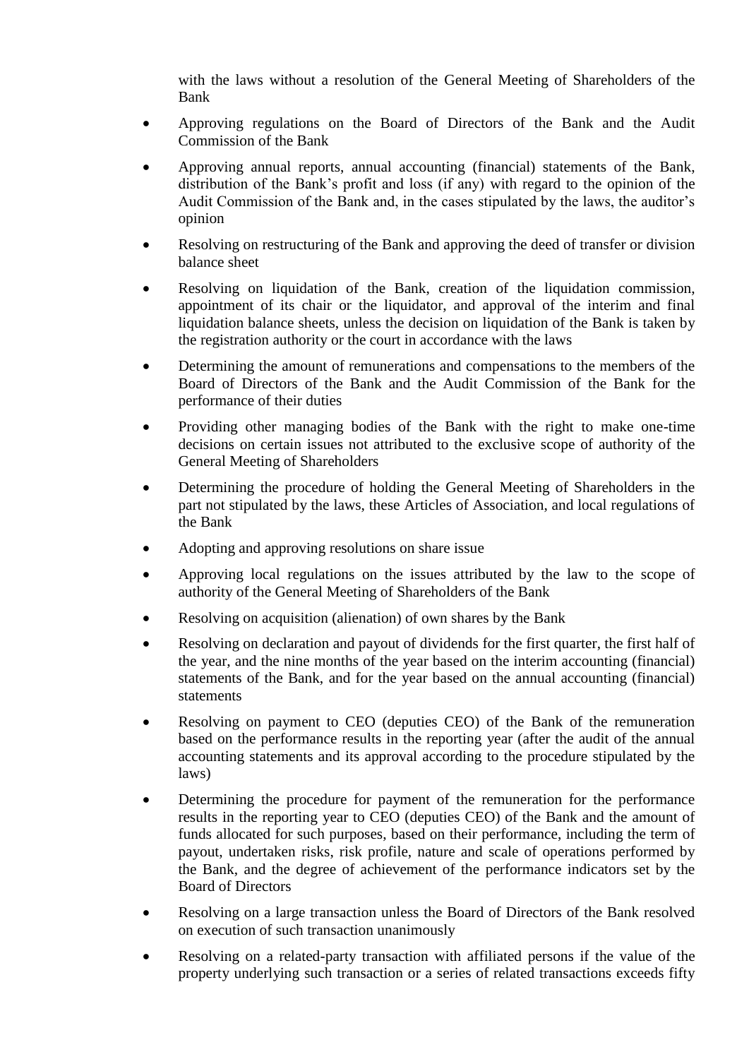with the laws without a resolution of the General Meeting of Shareholders of the Bank

- Approving regulations on the Board of Directors of the Bank and the Audit Commission of the Bank
- Approving annual reports, annual accounting (financial) statements of the Bank, distribution of the Bank's profit and loss (if any) with regard to the opinion of the Audit Commission of the Bank and, in the cases stipulated by the laws, the auditor's opinion
- Resolving on restructuring of the Bank and approving the deed of transfer or division balance sheet
- Resolving on liquidation of the Bank, creation of the liquidation commission, appointment of its chair or the liquidator, and approval of the interim and final liquidation balance sheets, unless the decision on liquidation of the Bank is taken by the registration authority or the court in accordance with the laws
- Determining the amount of remunerations and compensations to the members of the Board of Directors of the Bank and the Audit Commission of the Bank for the performance of their duties
- Providing other managing bodies of the Bank with the right to make one-time decisions on certain issues not attributed to the exclusive scope of authority of the General Meeting of Shareholders
- Determining the procedure of holding the General Meeting of Shareholders in the part not stipulated by the laws, these Articles of Association, and local regulations of the Bank
- Adopting and approving resolutions on share issue
- Approving local regulations on the issues attributed by the law to the scope of authority of the General Meeting of Shareholders of the Bank
- Resolving on acquisition (alienation) of own shares by the Bank
- Resolving on declaration and payout of dividends for the first quarter, the first half of the year, and the nine months of the year based on the interim accounting (financial) statements of the Bank, and for the year based on the annual accounting (financial) statements
- Resolving on payment to CEO (deputies CEO) of the Bank of the remuneration based on the performance results in the reporting year (after the audit of the annual accounting statements and its approval according to the procedure stipulated by the laws)
- Determining the procedure for payment of the remuneration for the performance results in the reporting year to CEO (deputies CEO) of the Bank and the amount of funds allocated for such purposes, based on their performance, including the term of payout, undertaken risks, risk profile, nature and scale of operations performed by the Bank, and the degree of achievement of the performance indicators set by the Board of Directors
- Resolving on a large transaction unless the Board of Directors of the Bank resolved on execution of such transaction unanimously
- Resolving on a related-party transaction with affiliated persons if the value of the property underlying such transaction or a series of related transactions exceeds fifty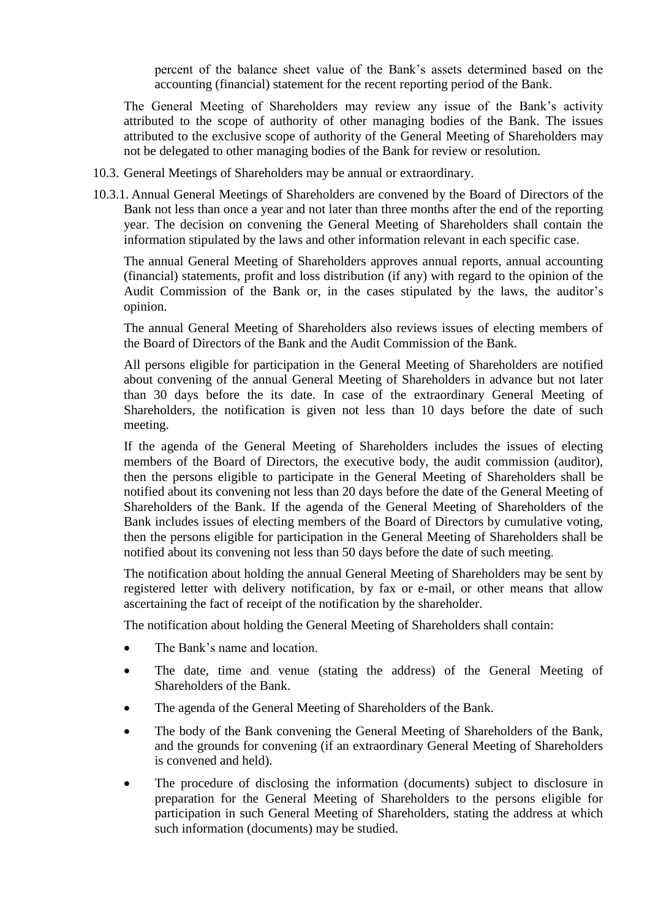percent of the balance sheet value of the Bank's assets determined based on the accounting (financial) statement for the recent reporting period of the Bank.

The General Meeting of Shareholders may review any issue of the Bank's activity attributed to the scope of authority of other managing bodies of the Bank. The issues attributed to the exclusive scope of authority of the General Meeting of Shareholders may not be delegated to other managing bodies of the Bank for review or resolution.

10.3. General Meetings of Shareholders may be annual or extraordinary.

10.3.1. Annual General Meetings of Shareholders are convened by the Board of Directors of the Bank not less than once a year and not later than three months after the end of the reporting year. The decision on convening the General Meeting of Shareholders shall contain the information stipulated by the laws and other information relevant in each specific case.

The annual General Meeting of Shareholders approves annual reports, annual accounting (financial) statements, profit and loss distribution (if any) with regard to the opinion of the Audit Commission of the Bank or, in the cases stipulated by the laws, the auditor's opinion.

The annual General Meeting of Shareholders also reviews issues of electing members of the Board of Directors of the Bank and the Audit Commission of the Bank.

All persons eligible for participation in the General Meeting of Shareholders are notified about convening of the annual General Meeting of Shareholders in advance but not later than 30 days before the its date. In case of the extraordinary General Meeting of Shareholders, the notification is given not less than 10 days before the date of such meeting.

If the agenda of the General Meeting of Shareholders includes the issues of electing members of the Board of Directors, the executive body, the audit commission (auditor), then the persons eligible to participate in the General Meeting of Shareholders shall be notified about its convening not less than 20 days before the date of the General Meeting of Shareholders of the Bank. If the agenda of the General Meeting of Shareholders of the Bank includes issues of electing members of the Board of Directors by cumulative voting, then the persons eligible for participation in the General Meeting of Shareholders shall be notified about its convening not less than 50 days before the date of such meeting.

The notification about holding the annual General Meeting of Shareholders may be sent by registered letter with delivery notification, by fax or e-mail, or other means that allow ascertaining the fact of receipt of the notification by the shareholder.

The notification about holding the General Meeting of Shareholders shall contain:

- The Bank's name and location.
- The date, time and venue (stating the address) of the General Meeting of Shareholders of the Bank.
- The agenda of the General Meeting of Shareholders of the Bank.
- The body of the Bank convening the General Meeting of Shareholders of the Bank, and the grounds for convening (if an extraordinary General Meeting of Shareholders is convened and held).
- The procedure of disclosing the information (documents) subject to disclosure in preparation for the General Meeting of Shareholders to the persons eligible for participation in such General Meeting of Shareholders, stating the address at which such information (documents) may be studied.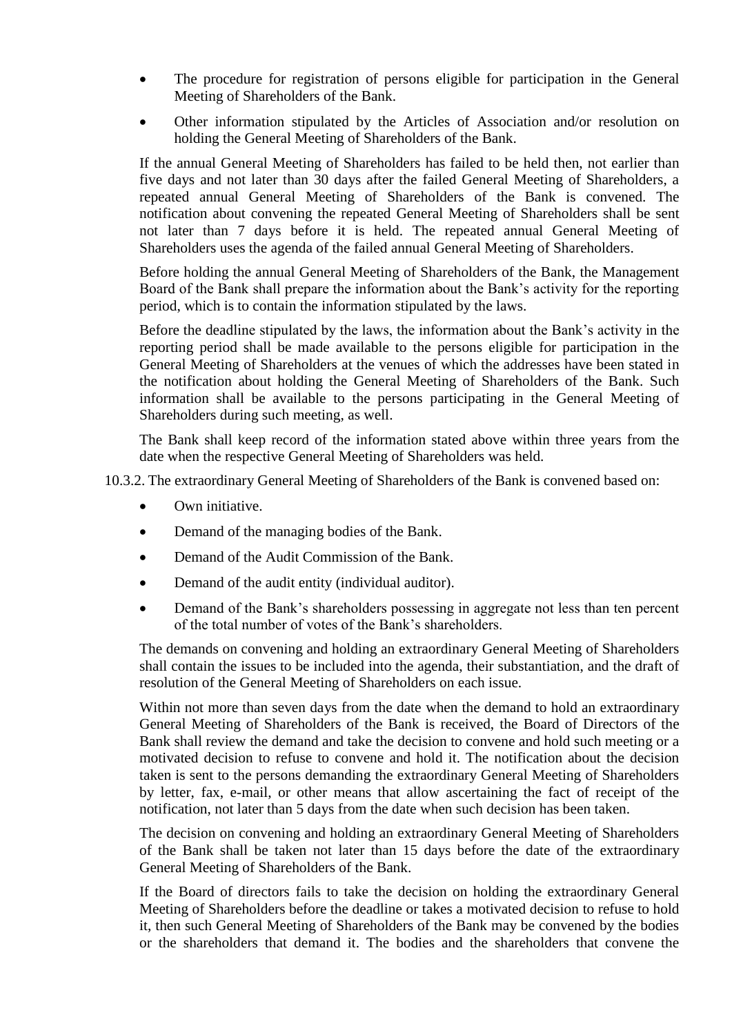- The procedure for registration of persons eligible for participation in the General Meeting of Shareholders of the Bank.
- Other information stipulated by the Articles of Association and/or resolution on holding the General Meeting of Shareholders of the Bank.

If the annual General Meeting of Shareholders has failed to be held then, not earlier than five days and not later than 30 days after the failed General Meeting of Shareholders, a repeated annual General Meeting of Shareholders of the Bank is convened. The notification about convening the repeated General Meeting of Shareholders shall be sent not later than 7 days before it is held. The repeated annual General Meeting of Shareholders uses the agenda of the failed annual General Meeting of Shareholders.

Before holding the annual General Meeting of Shareholders of the Bank, the Management Board of the Bank shall prepare the information about the Bank's activity for the reporting period, which is to contain the information stipulated by the laws.

Before the deadline stipulated by the laws, the information about the Bank's activity in the reporting period shall be made available to the persons eligible for participation in the General Meeting of Shareholders at the venues of which the addresses have been stated in the notification about holding the General Meeting of Shareholders of the Bank. Such information shall be available to the persons participating in the General Meeting of Shareholders during such meeting, as well.

The Bank shall keep record of the information stated above within three years from the date when the respective General Meeting of Shareholders was held.

10.3.2. The extraordinary General Meeting of Shareholders of the Bank is convened based on:

- Own initiative.
- Demand of the managing bodies of the Bank.
- Demand of the Audit Commission of the Bank.
- Demand of the audit entity (individual auditor).
- Demand of the Bank's shareholders possessing in aggregate not less than ten percent of the total number of votes of the Bank's shareholders.

The demands on convening and holding an extraordinary General Meeting of Shareholders shall contain the issues to be included into the agenda, their substantiation, and the draft of resolution of the General Meeting of Shareholders on each issue.

Within not more than seven days from the date when the demand to hold an extraordinary General Meeting of Shareholders of the Bank is received, the Board of Directors of the Bank shall review the demand and take the decision to convene and hold such meeting or a motivated decision to refuse to convene and hold it. The notification about the decision taken is sent to the persons demanding the extraordinary General Meeting of Shareholders by letter, fax, e-mail, or other means that allow ascertaining the fact of receipt of the notification, not later than 5 days from the date when such decision has been taken.

The decision on convening and holding an extraordinary General Meeting of Shareholders of the Bank shall be taken not later than 15 days before the date of the extraordinary General Meeting of Shareholders of the Bank.

If the Board of directors fails to take the decision on holding the extraordinary General Meeting of Shareholders before the deadline or takes a motivated decision to refuse to hold it, then such General Meeting of Shareholders of the Bank may be convened by the bodies or the shareholders that demand it. The bodies and the shareholders that convene the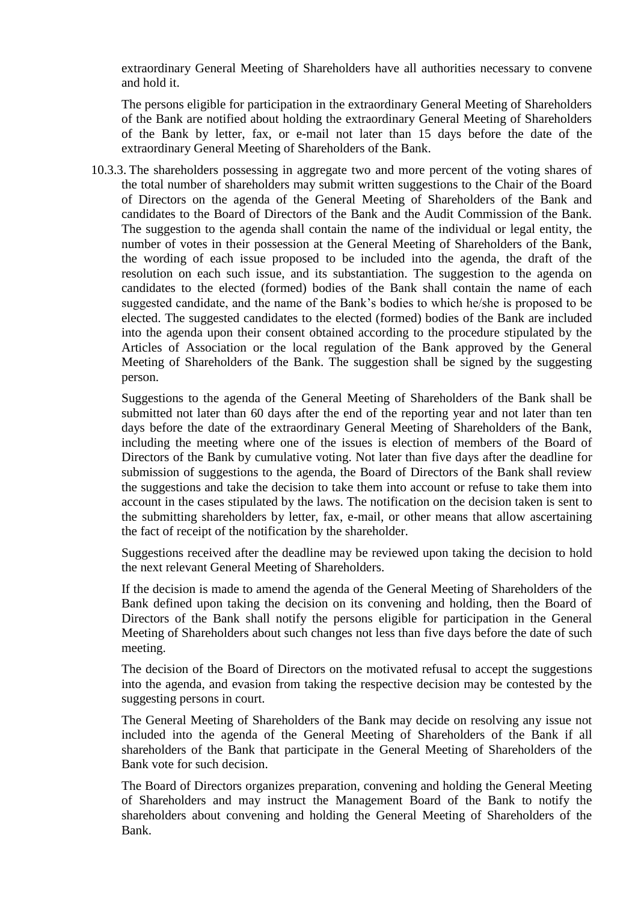extraordinary General Meeting of Shareholders have all authorities necessary to convene and hold it.

The persons eligible for participation in the extraordinary General Meeting of Shareholders of the Bank are notified about holding the extraordinary General Meeting of Shareholders of the Bank by letter, fax, or e-mail not later than 15 days before the date of the extraordinary General Meeting of Shareholders of the Bank.

10.3.3. The shareholders possessing in aggregate two and more percent of the voting shares of the total number of shareholders may submit written suggestions to the Chair of the Board of Directors on the agenda of the General Meeting of Shareholders of the Bank and candidates to the Board of Directors of the Bank and the Audit Commission of the Bank. The suggestion to the agenda shall contain the name of the individual or legal entity, the number of votes in their possession at the General Meeting of Shareholders of the Bank, the wording of each issue proposed to be included into the agenda, the draft of the resolution on each such issue, and its substantiation. The suggestion to the agenda on candidates to the elected (formed) bodies of the Bank shall contain the name of each suggested candidate, and the name of the Bank's bodies to which he/she is proposed to be elected. The suggested candidates to the elected (formed) bodies of the Bank are included into the agenda upon their consent obtained according to the procedure stipulated by the Articles of Association or the local regulation of the Bank approved by the General Meeting of Shareholders of the Bank. The suggestion shall be signed by the suggesting person.

Suggestions to the agenda of the General Meeting of Shareholders of the Bank shall be submitted not later than 60 days after the end of the reporting year and not later than ten days before the date of the extraordinary General Meeting of Shareholders of the Bank, including the meeting where one of the issues is election of members of the Board of Directors of the Bank by cumulative voting. Not later than five days after the deadline for submission of suggestions to the agenda, the Board of Directors of the Bank shall review the suggestions and take the decision to take them into account or refuse to take them into account in the cases stipulated by the laws. The notification on the decision taken is sent to the submitting shareholders by letter, fax, e-mail, or other means that allow ascertaining the fact of receipt of the notification by the shareholder.

Suggestions received after the deadline may be reviewed upon taking the decision to hold the next relevant General Meeting of Shareholders.

If the decision is made to amend the agenda of the General Meeting of Shareholders of the Bank defined upon taking the decision on its convening and holding, then the Board of Directors of the Bank shall notify the persons eligible for participation in the General Meeting of Shareholders about such changes not less than five days before the date of such meeting.

The decision of the Board of Directors on the motivated refusal to accept the suggestions into the agenda, and evasion from taking the respective decision may be contested by the suggesting persons in court.

The General Meeting of Shareholders of the Bank may decide on resolving any issue not included into the agenda of the General Meeting of Shareholders of the Bank if all shareholders of the Bank that participate in the General Meeting of Shareholders of the Bank vote for such decision.

The Board of Directors organizes preparation, convening and holding the General Meeting of Shareholders and may instruct the Management Board of the Bank to notify the shareholders about convening and holding the General Meeting of Shareholders of the Bank.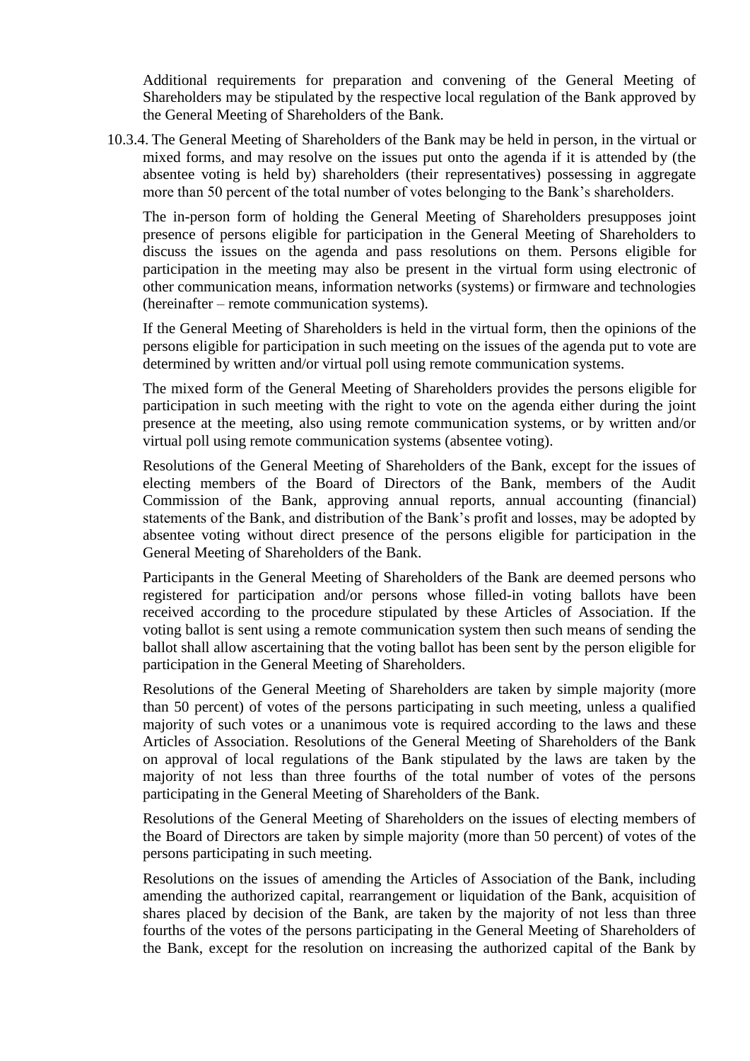Additional requirements for preparation and convening of the General Meeting of Shareholders may be stipulated by the respective local regulation of the Bank approved by the General Meeting of Shareholders of the Bank.

10.3.4. The General Meeting of Shareholders of the Bank may be held in person, in the virtual or mixed forms, and may resolve on the issues put onto the agenda if it is attended by (the absentee voting is held by) shareholders (their representatives) possessing in aggregate more than 50 percent of the total number of votes belonging to the Bank's shareholders.

The in-person form of holding the General Meeting of Shareholders presupposes joint presence of persons eligible for participation in the General Meeting of Shareholders to discuss the issues on the agenda and pass resolutions on them. Persons eligible for participation in the meeting may also be present in the virtual form using electronic of other communication means, information networks (systems) or firmware and technologies (hereinafter – remote communication systems).

If the General Meeting of Shareholders is held in the virtual form, then the opinions of the persons eligible for participation in such meeting on the issues of the agenda put to vote are determined by written and/or virtual poll using remote communication systems.

The mixed form of the General Meeting of Shareholders provides the persons eligible for participation in such meeting with the right to vote on the agenda either during the joint presence at the meeting, also using remote communication systems, or by written and/or virtual poll using remote communication systems (absentee voting).

Resolutions of the General Meeting of Shareholders of the Bank, except for the issues of electing members of the Board of Directors of the Bank, members of the Audit Commission of the Bank, approving annual reports, annual accounting (financial) statements of the Bank, and distribution of the Bank's profit and losses, may be adopted by absentee voting without direct presence of the persons eligible for participation in the General Meeting of Shareholders of the Bank.

Participants in the General Meeting of Shareholders of the Bank are deemed persons who registered for participation and/or persons whose filled-in voting ballots have been received according to the procedure stipulated by these Articles of Association. If the voting ballot is sent using a remote communication system then such means of sending the ballot shall allow ascertaining that the voting ballot has been sent by the person eligible for participation in the General Meeting of Shareholders.

Resolutions of the General Meeting of Shareholders are taken by simple majority (more than 50 percent) of votes of the persons participating in such meeting, unless a qualified majority of such votes or a unanimous vote is required according to the laws and these Articles of Association. Resolutions of the General Meeting of Shareholders of the Bank on approval of local regulations of the Bank stipulated by the laws are taken by the majority of not less than three fourths of the total number of votes of the persons participating in the General Meeting of Shareholders of the Bank.

Resolutions of the General Meeting of Shareholders on the issues of electing members of the Board of Directors are taken by simple majority (more than 50 percent) of votes of the persons participating in such meeting.

Resolutions on the issues of amending the Articles of Association of the Bank, including amending the authorized capital, rearrangement or liquidation of the Bank, acquisition of shares placed by decision of the Bank, are taken by the majority of not less than three fourths of the votes of the persons participating in the General Meeting of Shareholders of the Bank, except for the resolution on increasing the authorized capital of the Bank by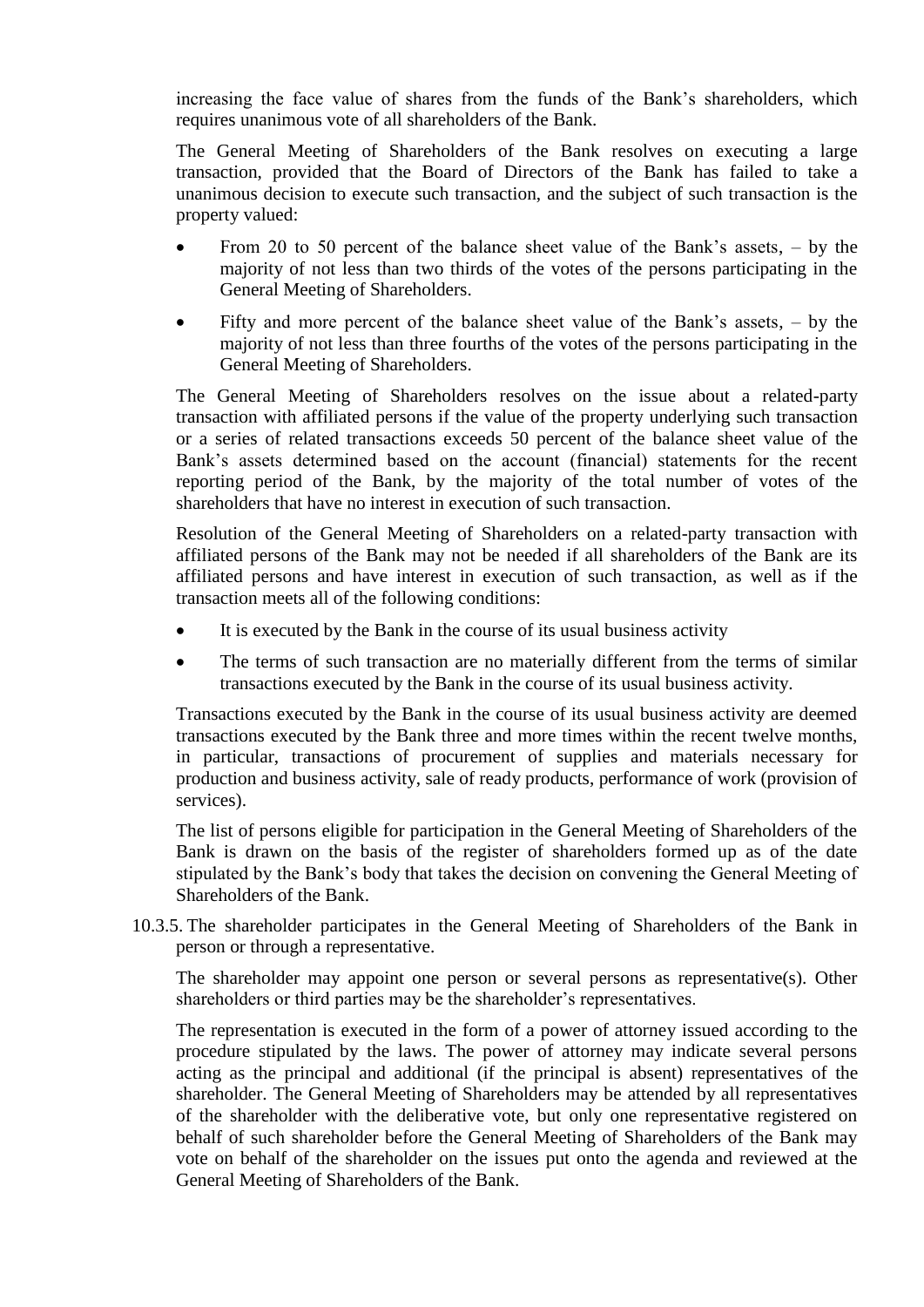increasing the face value of shares from the funds of the Bank's shareholders, which requires unanimous vote of all shareholders of the Bank.

The General Meeting of Shareholders of the Bank resolves on executing a large transaction, provided that the Board of Directors of the Bank has failed to take a unanimous decision to execute such transaction, and the subject of such transaction is the property valued:

- From 20 to 50 percent of the balance sheet value of the Bank's assets, – by the majority of not less than two thirds of the votes of the persons participating in the General Meeting of Shareholders.
- Fifty and more percent of the balance sheet value of the Bank's assets, – by the majority of not less than three fourths of the votes of the persons participating in the General Meeting of Shareholders.

The General Meeting of Shareholders resolves on the issue about a related-party transaction with affiliated persons if the value of the property underlying such transaction or a series of related transactions exceeds 50 percent of the balance sheet value of the Bank's assets determined based on the account (financial) statements for the recent reporting period of the Bank, by the majority of the total number of votes of the shareholders that have no interest in execution of such transaction.

Resolution of the General Meeting of Shareholders on a related-party transaction with affiliated persons of the Bank may not be needed if all shareholders of the Bank are its affiliated persons and have interest in execution of such transaction, as well as if the transaction meets all of the following conditions:

- It is executed by the Bank in the course of its usual business activity
- The terms of such transaction are no materially different from the terms of similar transactions executed by the Bank in the course of its usual business activity.

Transactions executed by the Bank in the course of its usual business activity are deemed transactions executed by the Bank three and more times within the recent twelve months, in particular, transactions of procurement of supplies and materials necessary for production and business activity, sale of ready products, performance of work (provision of services).

The list of persons eligible for participation in the General Meeting of Shareholders of the Bank is drawn on the basis of the register of shareholders formed up as of the date stipulated by the Bank's body that takes the decision on convening the General Meeting of Shareholders of the Bank.

10.3.5. The shareholder participates in the General Meeting of Shareholders of the Bank in person or through a representative.

The shareholder may appoint one person or several persons as representative(s). Other shareholders or third parties may be the shareholder's representatives.

The representation is executed in the form of a power of attorney issued according to the procedure stipulated by the laws. The power of attorney may indicate several persons acting as the principal and additional (if the principal is absent) representatives of the shareholder. The General Meeting of Shareholders may be attended by all representatives of the shareholder with the deliberative vote, but only one representative registered on behalf of such shareholder before the General Meeting of Shareholders of the Bank may vote on behalf of the shareholder on the issues put onto the agenda and reviewed at the General Meeting of Shareholders of the Bank.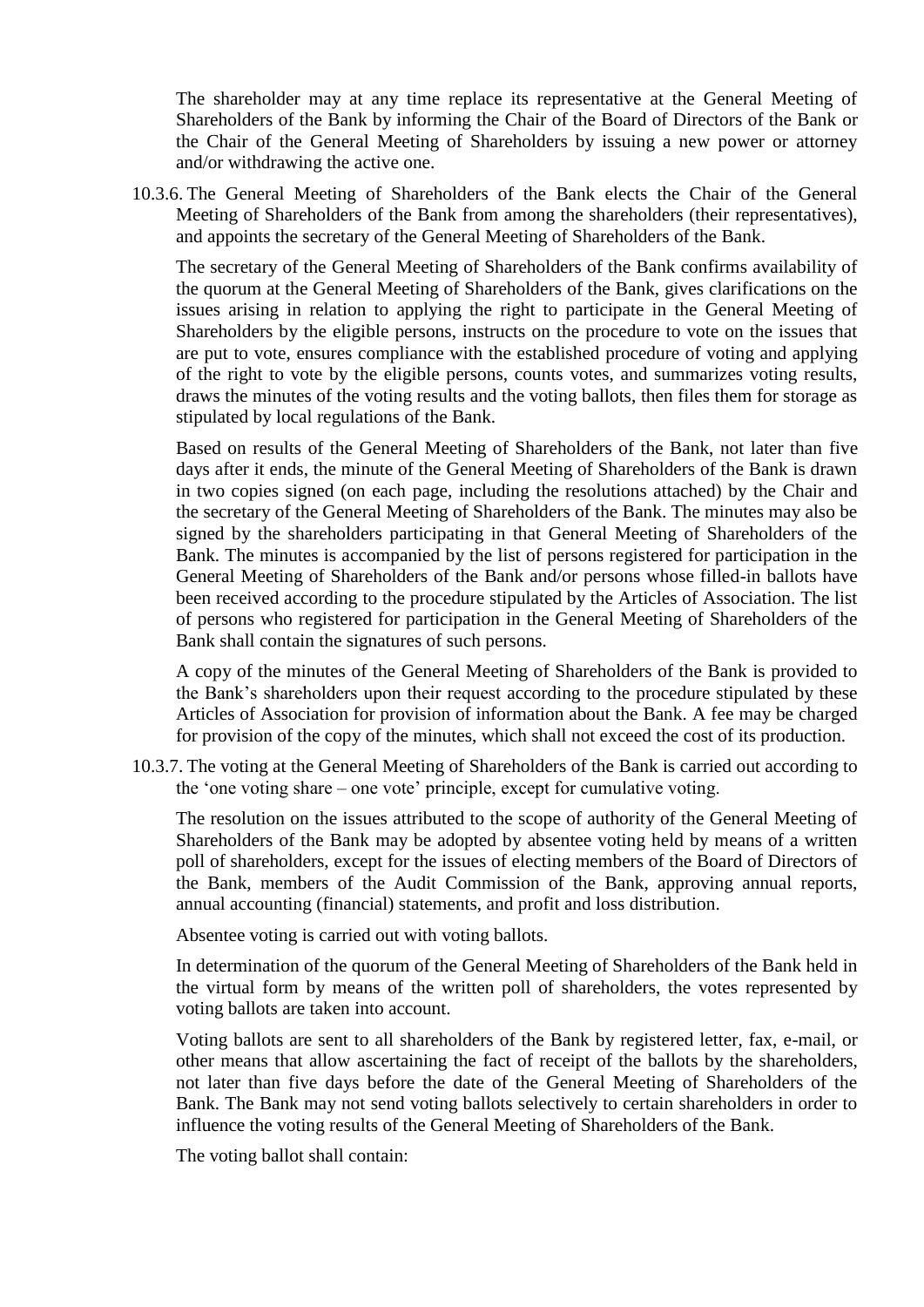The shareholder may at any time replace its representative at the General Meeting of Shareholders of the Bank by informing the Chair of the Board of Directors of the Bank or the Chair of the General Meeting of Shareholders by issuing a new power or attorney and/or withdrawing the active one.

10.3.6. The General Meeting of Shareholders of the Bank elects the Chair of the General Meeting of Shareholders of the Bank from among the shareholders (their representatives), and appoints the secretary of the General Meeting of Shareholders of the Bank.

The secretary of the General Meeting of Shareholders of the Bank confirms availability of the quorum at the General Meeting of Shareholders of the Bank, gives clarifications on the issues arising in relation to applying the right to participate in the General Meeting of Shareholders by the eligible persons, instructs on the procedure to vote on the issues that are put to vote, ensures compliance with the established procedure of voting and applying of the right to vote by the eligible persons, counts votes, and summarizes voting results, draws the minutes of the voting results and the voting ballots, then files them for storage as stipulated by local regulations of the Bank.

Based on results of the General Meeting of Shareholders of the Bank, not later than five days after it ends, the minute of the General Meeting of Shareholders of the Bank is drawn in two copies signed (on each page, including the resolutions attached) by the Chair and the secretary of the General Meeting of Shareholders of the Bank. The minutes may also be signed by the shareholders participating in that General Meeting of Shareholders of the Bank. The minutes is accompanied by the list of persons registered for participation in the General Meeting of Shareholders of the Bank and/or persons whose filled-in ballots have been received according to the procedure stipulated by the Articles of Association. The list of persons who registered for participation in the General Meeting of Shareholders of the Bank shall contain the signatures of such persons.

A copy of the minutes of the General Meeting of Shareholders of the Bank is provided to the Bank's shareholders upon their request according to the procedure stipulated by these Articles of Association for provision of information about the Bank. A fee may be charged for provision of the copy of the minutes, which shall not exceed the cost of its production.

10.3.7. The voting at the General Meeting of Shareholders of the Bank is carried out according to the 'one voting share – one vote' principle, except for cumulative voting.

The resolution on the issues attributed to the scope of authority of the General Meeting of Shareholders of the Bank may be adopted by absentee voting held by means of a written poll of shareholders, except for the issues of electing members of the Board of Directors of the Bank, members of the Audit Commission of the Bank, approving annual reports, annual accounting (financial) statements, and profit and loss distribution.

Absentee voting is carried out with voting ballots.

In determination of the quorum of the General Meeting of Shareholders of the Bank held in the virtual form by means of the written poll of shareholders, the votes represented by voting ballots are taken into account.

Voting ballots are sent to all shareholders of the Bank by registered letter, fax, e-mail, or other means that allow ascertaining the fact of receipt of the ballots by the shareholders, not later than five days before the date of the General Meeting of Shareholders of the Bank. The Bank may not send voting ballots selectively to certain shareholders in order to influence the voting results of the General Meeting of Shareholders of the Bank.

The voting ballot shall contain: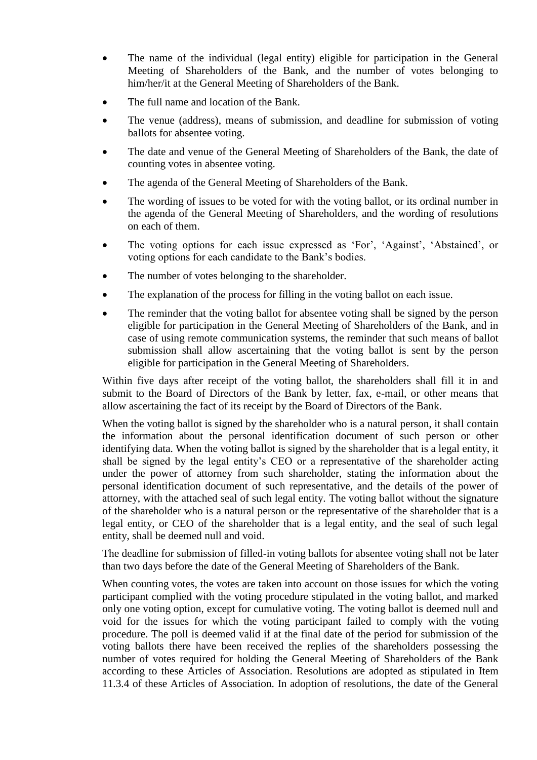- The name of the individual (legal entity) eligible for participation in the General Meeting of Shareholders of the Bank, and the number of votes belonging to him/her/it at the General Meeting of Shareholders of the Bank.
- The full name and location of the Bank.
- The venue (address), means of submission, and deadline for submission of voting ballots for absentee voting.
- The date and venue of the General Meeting of Shareholders of the Bank, the date of counting votes in absentee voting.
- The agenda of the General Meeting of Shareholders of the Bank.
- The wording of issues to be voted for with the voting ballot, or its ordinal number in the agenda of the General Meeting of Shareholders, and the wording of resolutions on each of them.
- The voting options for each issue expressed as 'For', 'Against', 'Abstained', or voting options for each candidate to the Bank's bodies.
- The number of votes belonging to the shareholder.
- The explanation of the process for filling in the voting ballot on each issue.
- The reminder that the voting ballot for absentee voting shall be signed by the person eligible for participation in the General Meeting of Shareholders of the Bank, and in case of using remote communication systems, the reminder that such means of ballot submission shall allow ascertaining that the voting ballot is sent by the person eligible for participation in the General Meeting of Shareholders.

Within five days after receipt of the voting ballot, the shareholders shall fill it in and submit to the Board of Directors of the Bank by letter, fax, e-mail, or other means that allow ascertaining the fact of its receipt by the Board of Directors of the Bank.

When the voting ballot is signed by the shareholder who is a natural person, it shall contain the information about the personal identification document of such person or other identifying data. When the voting ballot is signed by the shareholder that is a legal entity, it shall be signed by the legal entity's CEO or a representative of the shareholder acting under the power of attorney from such shareholder, stating the information about the personal identification document of such representative, and the details of the power of attorney, with the attached seal of such legal entity. The voting ballot without the signature of the shareholder who is a natural person or the representative of the shareholder that is a legal entity, or CEO of the shareholder that is a legal entity, and the seal of such legal entity, shall be deemed null and void.

The deadline for submission of filled-in voting ballots for absentee voting shall not be later than two days before the date of the General Meeting of Shareholders of the Bank.

When counting votes, the votes are taken into account on those issues for which the voting participant complied with the voting procedure stipulated in the voting ballot, and marked only one voting option, except for cumulative voting. The voting ballot is deemed null and void for the issues for which the voting participant failed to comply with the voting procedure. The poll is deemed valid if at the final date of the period for submission of the voting ballots there have been received the replies of the shareholders possessing the number of votes required for holding the General Meeting of Shareholders of the Bank according to these Articles of Association. Resolutions are adopted as stipulated in Item 11.3.4 of these Articles of Association. In adoption of resolutions, the date of the General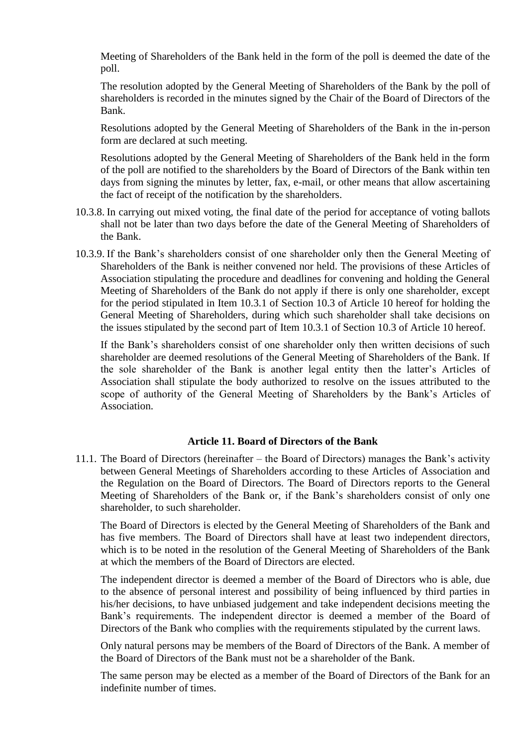Meeting of Shareholders of the Bank held in the form of the poll is deemed the date of the poll.

The resolution adopted by the General Meeting of Shareholders of the Bank by the poll of shareholders is recorded in the minutes signed by the Chair of the Board of Directors of the Bank.

Resolutions adopted by the General Meeting of Shareholders of the Bank in the in-person form are declared at such meeting.

Resolutions adopted by the General Meeting of Shareholders of the Bank held in the form of the poll are notified to the shareholders by the Board of Directors of the Bank within ten days from signing the minutes by letter, fax, e-mail, or other means that allow ascertaining the fact of receipt of the notification by the shareholders.

10.3.8. In carrying out mixed voting, the final date of the period for acceptance of voting ballots shall not be later than two days before the date of the General Meeting of Shareholders of the Bank.

10.3.9. If the Bank's shareholders consist of one shareholder only then the General Meeting of Shareholders of the Bank is neither convened nor held. The provisions of these Articles of Association stipulating the procedure and deadlines for convening and holding the General Meeting of Shareholders of the Bank do not apply if there is only one shareholder, except for the period stipulated in Item 10.3.1 of Section 10.3 of Article 10 hereof for holding the General Meeting of Shareholders, during which such shareholder shall take decisions on the issues stipulated by the second part of Item 10.3.1 of Section 10.3 of Article 10 hereof.

If the Bank's shareholders consist of one shareholder only then written decisions of such shareholder are deemed resolutions of the General Meeting of Shareholders of the Bank. If the sole shareholder of the Bank is another legal entity then the latter's Articles of Association shall stipulate the body authorized to resolve on the issues attributed to the scope of authority of the General Meeting of Shareholders by the Bank's Articles of Association.

### Article 11. Board of Directors of the Bank

11.1. The Board of Directors (hereinafter – the Board of Directors) manages the Bank's activity between General Meetings of Shareholders according to these Articles of Association and the Regulation on the Board of Directors. The Board of Directors reports to the General Meeting of Shareholders of the Bank or, if the Bank's shareholders consist of only one shareholder, to such shareholder.

The Board of Directors is elected by the General Meeting of Shareholders of the Bank and has five members. The Board of Directors shall have at least two independent directors, which is to be noted in the resolution of the General Meeting of Shareholders of the Bank at which the members of the Board of Directors are elected.

The independent director is deemed a member of the Board of Directors who is able, due to the absence of personal interest and possibility of being influenced by third parties in his/her decisions, to have unbiased judgement and take independent decisions meeting the Bank's requirements. The independent director is deemed a member of the Board of Directors of the Bank who complies with the requirements stipulated by the current laws.

Only natural persons may be members of the Board of Directors of the Bank. A member of the Board of Directors of the Bank must not be a shareholder of the Bank.

The same person may be elected as a member of the Board of Directors of the Bank for an indefinite number of times.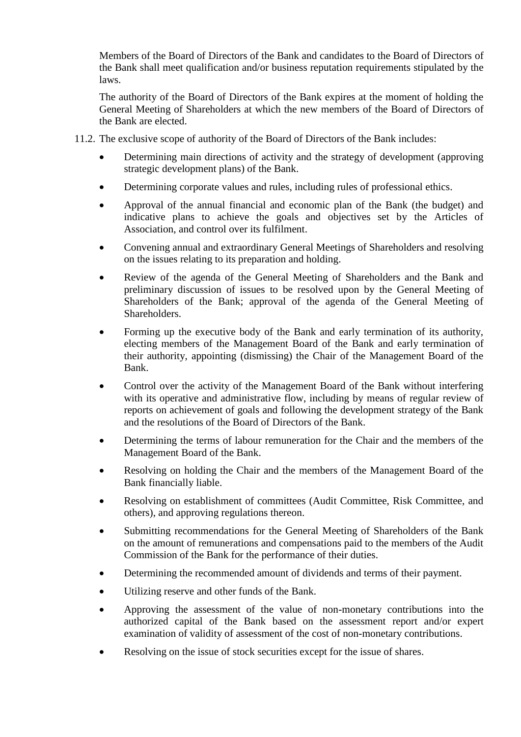Members of the Board of Directors of the Bank and candidates to the Board of Directors of the Bank shall meet qualification and/or business reputation requirements stipulated by the laws.

The authority of the Board of Directors of the Bank expires at the moment of holding the General Meeting of Shareholders at which the new members of the Board of Directors of the Bank are elected.

11.2. The exclusive scope of authority of the Board of Directors of the Bank includes:

- Determining main directions of activity and the strategy of development (approving strategic development plans) of the Bank.
- Determining corporate values and rules, including rules of professional ethics.
- Approval of the annual financial and economic plan of the Bank (the budget) and indicative plans to achieve the goals and objectives set by the Articles of Association, and control over its fulfilment.
- Convening annual and extraordinary General Meetings of Shareholders and resolving on the issues relating to its preparation and holding.
- Review of the agenda of the General Meeting of Shareholders and the Bank and preliminary discussion of issues to be resolved upon by the General Meeting of Shareholders of the Bank; approval of the agenda of the General Meeting of Shareholders.
- Forming up the executive body of the Bank and early termination of its authority, electing members of the Management Board of the Bank and early termination of their authority, appointing (dismissing) the Chair of the Management Board of the Bank.
- Control over the activity of the Management Board of the Bank without interfering with its operative and administrative flow, including by means of regular review of reports on achievement of goals and following the development strategy of the Bank and the resolutions of the Board of Directors of the Bank.
- Determining the terms of labour remuneration for the Chair and the members of the Management Board of the Bank.
- Resolving on holding the Chair and the members of the Management Board of the Bank financially liable.
- Resolving on establishment of committees (Audit Committee, Risk Committee, and others), and approving regulations thereon.
- Submitting recommendations for the General Meeting of Shareholders of the Bank on the amount of remunerations and compensations paid to the members of the Audit Commission of the Bank for the performance of their duties.
- Determining the recommended amount of dividends and terms of their payment.
- Utilizing reserve and other funds of the Bank.
- Approving the assessment of the value of non-monetary contributions into the authorized capital of the Bank based on the assessment report and/or expert examination of validity of assessment of the cost of non-monetary contributions.
- Resolving on the issue of stock securities except for the issue of shares.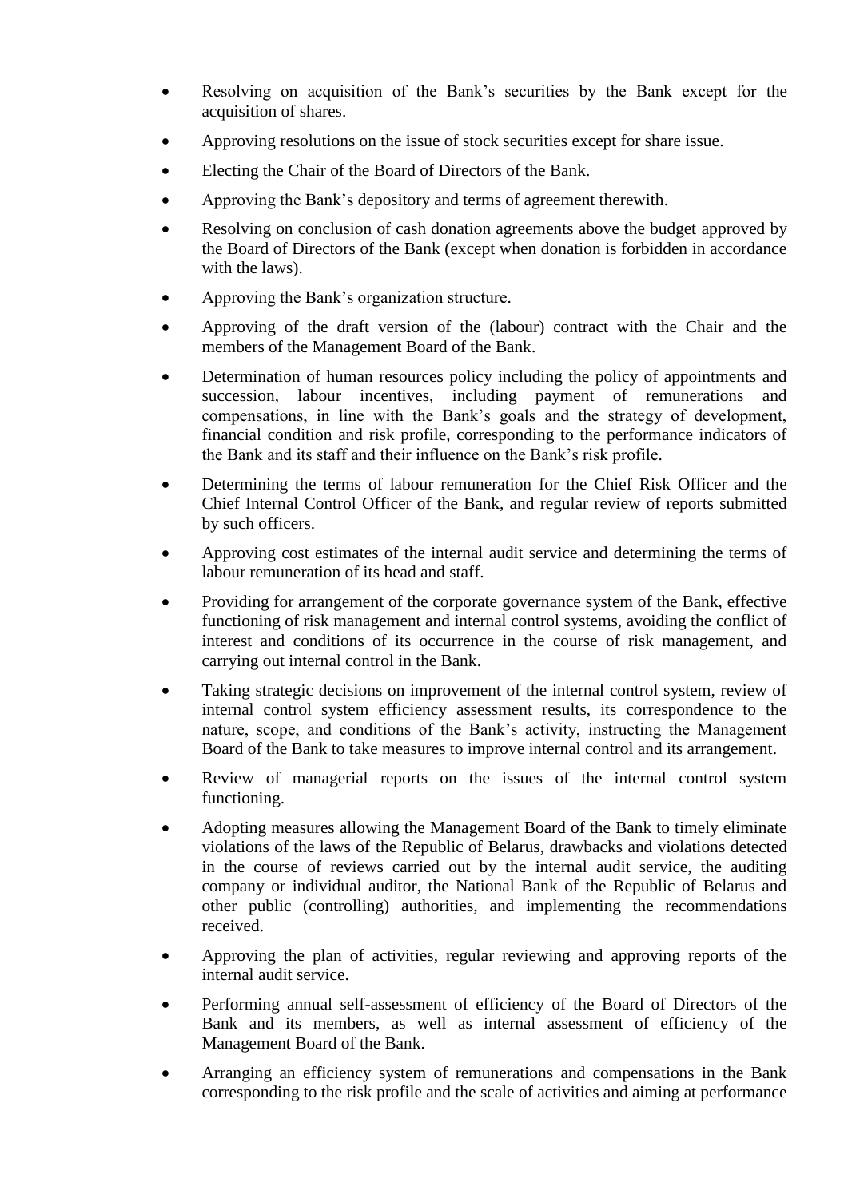- Resolving on acquisition of the Bank's securities by the Bank except for the acquisition of shares.
- Approving resolutions on the issue of stock securities except for share issue.
- Electing the Chair of the Board of Directors of the Bank.
- Approving the Bank's depository and terms of agreement therewith.
- Resolving on conclusion of cash donation agreements above the budget approved by the Board of Directors of the Bank (except when donation is forbidden in accordance with the laws).
- Approving the Bank's organization structure.
- Approving of the draft version of the (labour) contract with the Chair and the members of the Management Board of the Bank.
- Determination of human resources policy including the policy of appointments and succession, labour incentives, including payment of remunerations and compensations, in line with the Bank's goals and the strategy of development, financial condition and risk profile, corresponding to the performance indicators of the Bank and its staff and their influence on the Bank's risk profile.
- Determining the terms of labour remuneration for the Chief Risk Officer and the Chief Internal Control Officer of the Bank, and regular review of reports submitted by such officers.
- Approving cost estimates of the internal audit service and determining the terms of labour remuneration of its head and staff.
- Providing for arrangement of the corporate governance system of the Bank, effective functioning of risk management and internal control systems, avoiding the conflict of interest and conditions of its occurrence in the course of risk management, and carrying out internal control in the Bank.
- Taking strategic decisions on improvement of the internal control system, review of internal control system efficiency assessment results, its correspondence to the nature, scope, and conditions of the Bank's activity, instructing the Management Board of the Bank to take measures to improve internal control and its arrangement.
- Review of managerial reports on the issues of the internal control system functioning.
- Adopting measures allowing the Management Board of the Bank to timely eliminate violations of the laws of the Republic of Belarus, drawbacks and violations detected in the course of reviews carried out by the internal audit service, the auditing company or individual auditor, the National Bank of the Republic of Belarus and other public (controlling) authorities, and implementing the recommendations received.
- Approving the plan of activities, regular reviewing and approving reports of the internal audit service.
- Performing annual self-assessment of efficiency of the Board of Directors of the Bank and its members, as well as internal assessment of efficiency of the Management Board of the Bank.
- Arranging an efficiency system of remunerations and compensations in the Bank corresponding to the risk profile and the scale of activities and aiming at performance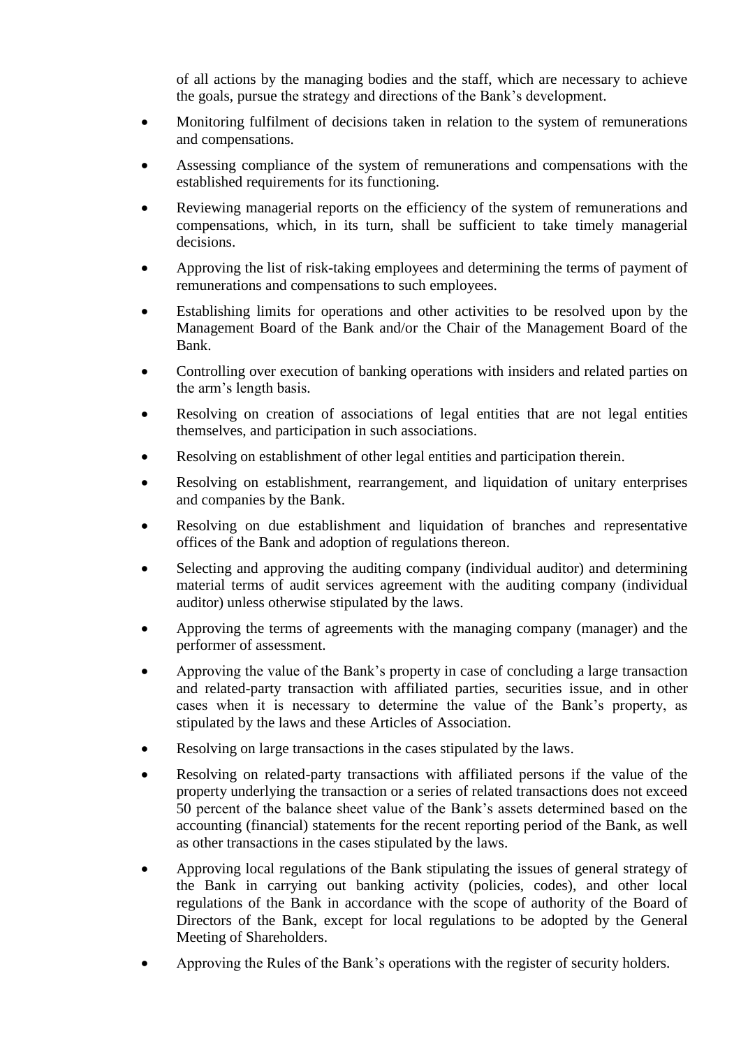of all actions by the managing bodies and the staff, which are necessary to achieve the goals, pursue the strategy and directions of the Bank's development.

- Monitoring fulfilment of decisions taken in relation to the system of remunerations and compensations.
- Assessing compliance of the system of remunerations and compensations with the established requirements for its functioning.
- Reviewing managerial reports on the efficiency of the system of remunerations and compensations, which, in its turn, shall be sufficient to take timely managerial decisions.
- Approving the list of risk-taking employees and determining the terms of payment of remunerations and compensations to such employees.
- Establishing limits for operations and other activities to be resolved upon by the Management Board of the Bank and/or the Chair of the Management Board of the Bank.
- Controlling over execution of banking operations with insiders and related parties on the arm's length basis.
- Resolving on creation of associations of legal entities that are not legal entities themselves, and participation in such associations.
- Resolving on establishment of other legal entities and participation therein.
- Resolving on establishment, rearrangement, and liquidation of unitary enterprises and companies by the Bank.
- Resolving on due establishment and liquidation of branches and representative offices of the Bank and adoption of regulations thereon.
- Selecting and approving the auditing company (individual auditor) and determining material terms of audit services agreement with the auditing company (individual auditor) unless otherwise stipulated by the laws.
- Approving the terms of agreements with the managing company (manager) and the performer of assessment.
- Approving the value of the Bank's property in case of concluding a large transaction and related-party transaction with affiliated parties, securities issue, and in other cases when it is necessary to determine the value of the Bank's property, as stipulated by the laws and these Articles of Association.
- Resolving on large transactions in the cases stipulated by the laws.
- Resolving on related-party transactions with affiliated persons if the value of the property underlying the transaction or a series of related transactions does not exceed 50 percent of the balance sheet value of the Bank's assets determined based on the accounting (financial) statements for the recent reporting period of the Bank, as well as other transactions in the cases stipulated by the laws.
- Approving local regulations of the Bank stipulating the issues of general strategy of the Bank in carrying out banking activity (policies, codes), and other local regulations of the Bank in accordance with the scope of authority of the Board of Directors of the Bank, except for local regulations to be adopted by the General Meeting of Shareholders.
- Approving the Rules of the Bank's operations with the register of security holders.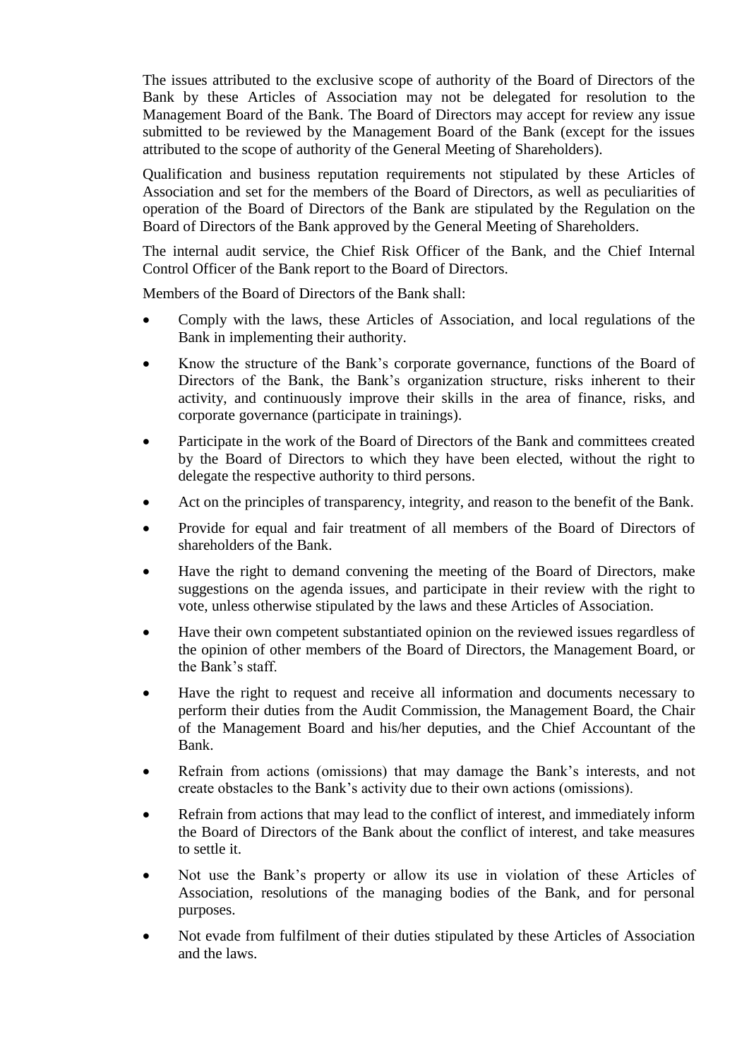The issues attributed to the exclusive scope of authority of the Board of Directors of the Bank by these Articles of Association may not be delegated for resolution to the Management Board of the Bank. The Board of Directors may accept for review any issue submitted to be reviewed by the Management Board of the Bank (except for the issues attributed to the scope of authority of the General Meeting of Shareholders).

Qualification and business reputation requirements not stipulated by these Articles of Association and set for the members of the Board of Directors, as well as peculiarities of operation of the Board of Directors of the Bank are stipulated by the Regulation on the Board of Directors of the Bank approved by the General Meeting of Shareholders.

The internal audit service, the Chief Risk Officer of the Bank, and the Chief Internal Control Officer of the Bank report to the Board of Directors.

Members of the Board of Directors of the Bank shall:

- Comply with the laws, these Articles of Association, and local regulations of the Bank in implementing their authority.
- Know the structure of the Bank's corporate governance, functions of the Board of Directors of the Bank, the Bank's organization structure, risks inherent to their activity, and continuously improve their skills in the area of finance, risks, and corporate governance (participate in trainings).
- Participate in the work of the Board of Directors of the Bank and committees created by the Board of Directors to which they have been elected, without the right to delegate the respective authority to third persons.
- Act on the principles of transparency, integrity, and reason to the benefit of the Bank.
- Provide for equal and fair treatment of all members of the Board of Directors of shareholders of the Bank.
- Have the right to demand convening the meeting of the Board of Directors, make suggestions on the agenda issues, and participate in their review with the right to vote, unless otherwise stipulated by the laws and these Articles of Association.
- Have their own competent substantiated opinion on the reviewed issues regardless of the opinion of other members of the Board of Directors, the Management Board, or the Bank's staff.
- Have the right to request and receive all information and documents necessary to perform their duties from the Audit Commission, the Management Board, the Chair of the Management Board and his/her deputies, and the Chief Accountant of the Bank.
- Refrain from actions (omissions) that may damage the Bank's interests, and not create obstacles to the Bank's activity due to their own actions (omissions).
- Refrain from actions that may lead to the conflict of interest, and immediately inform the Board of Directors of the Bank about the conflict of interest, and take measures to settle it.
- Not use the Bank's property or allow its use in violation of these Articles of Association, resolutions of the managing bodies of the Bank, and for personal purposes.
- Not evade from fulfilment of their duties stipulated by these Articles of Association and the laws.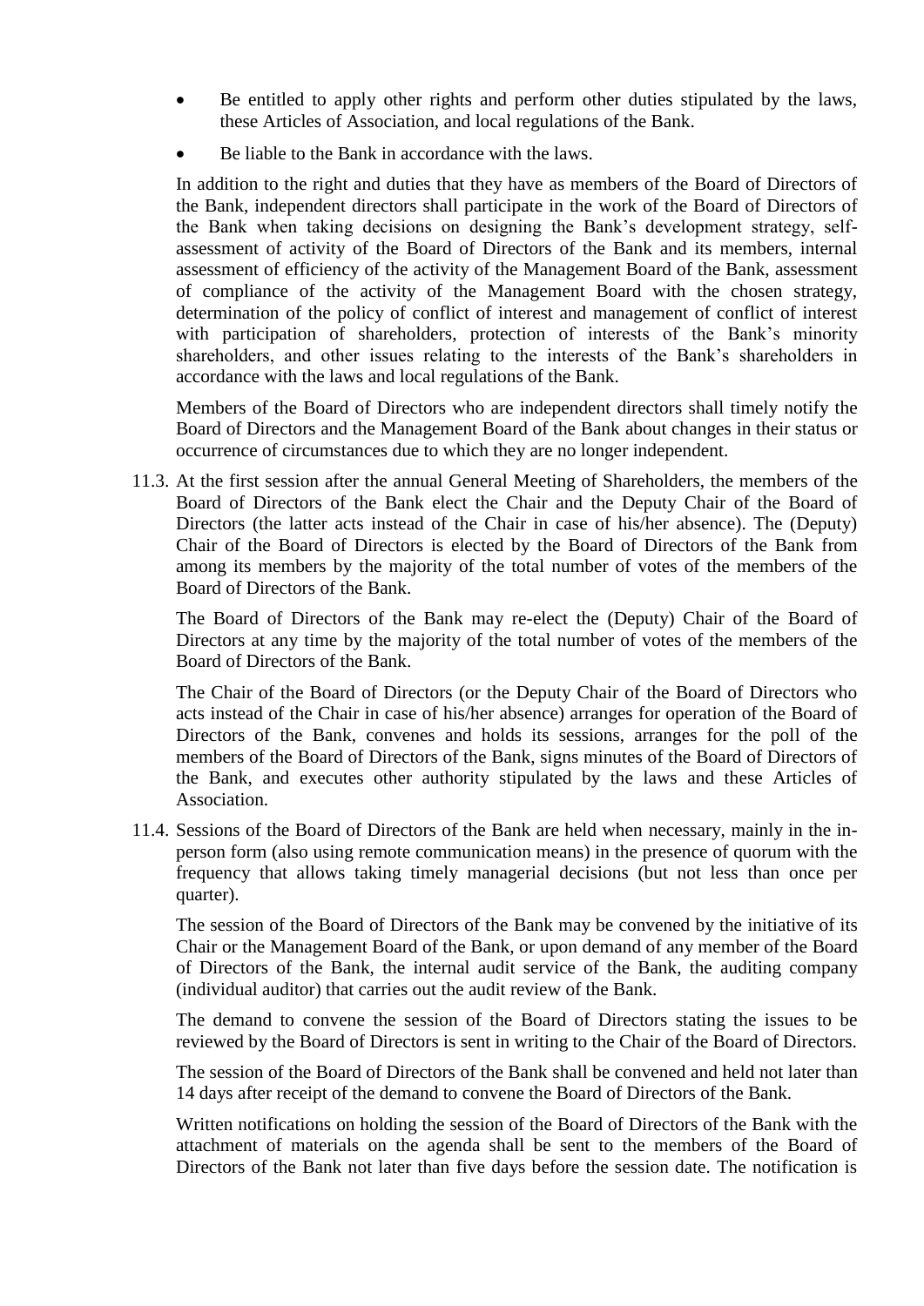- Be entitled to apply other rights and perform other duties stipulated by the laws, these Articles of Association, and local regulations of the Bank.
- Be liable to the Bank in accordance with the laws.

In addition to the right and duties that they have as members of the Board of Directors of the Bank, independent directors shall participate in the work of the Board of Directors of the Bank when taking decisions on designing the Bank's development strategy, self-assessment of activity of the Board of Directors of the Bank and its members, internal assessment of efficiency of the activity of the Management Board of the Bank, assessment of compliance of the activity of the Management Board with the chosen strategy, determination of the policy of conflict of interest and management of conflict of interest with participation of shareholders, protection of interests of the Bank's minority shareholders, and other issues relating to the interests of the Bank's shareholders in accordance with the laws and local regulations of the Bank.

Members of the Board of Directors who are independent directors shall timely notify the Board of Directors and the Management Board of the Bank about changes in their status or occurrence of circumstances due to which they are no longer independent.

11.3. At the first session after the annual General Meeting of Shareholders, the members of the Board of Directors of the Bank elect the Chair and the Deputy Chair of the Board of Directors (the latter acts instead of the Chair in case of his/her absence). The (Deputy) Chair of the Board of Directors is elected by the Board of Directors of the Bank from among its members by the majority of the total number of votes of the members of the Board of Directors of the Bank.

The Board of Directors of the Bank may re-elect the (Deputy) Chair of the Board of Directors at any time by the majority of the total number of votes of the members of the Board of Directors of the Bank.

The Chair of the Board of Directors (or the Deputy Chair of the Board of Directors who acts instead of the Chair in case of his/her absence) arranges for operation of the Board of Directors of the Bank, convenes and holds its sessions, arranges for the poll of the members of the Board of Directors of the Bank, signs minutes of the Board of Directors of the Bank, and executes other authority stipulated by the laws and these Articles of Association.

11.4. Sessions of the Board of Directors of the Bank are held when necessary, mainly in the in-person form (also using remote communication means) in the presence of quorum with the frequency that allows taking timely managerial decisions (but not less than once per quarter).

The session of the Board of Directors of the Bank may be convened by the initiative of its Chair or the Management Board of the Bank, or upon demand of any member of the Board of Directors of the Bank, the internal audit service of the Bank, the auditing company (individual auditor) that carries out the audit review of the Bank.

The demand to convene the session of the Board of Directors stating the issues to be reviewed by the Board of Directors is sent in writing to the Chair of the Board of Directors.

The session of the Board of Directors of the Bank shall be convened and held not later than 14 days after receipt of the demand to convene the Board of Directors of the Bank.

Written notifications on holding the session of the Board of Directors of the Bank with the attachment of materials on the agenda shall be sent to the members of the Board of Directors of the Bank not later than five days before the session date. The notification is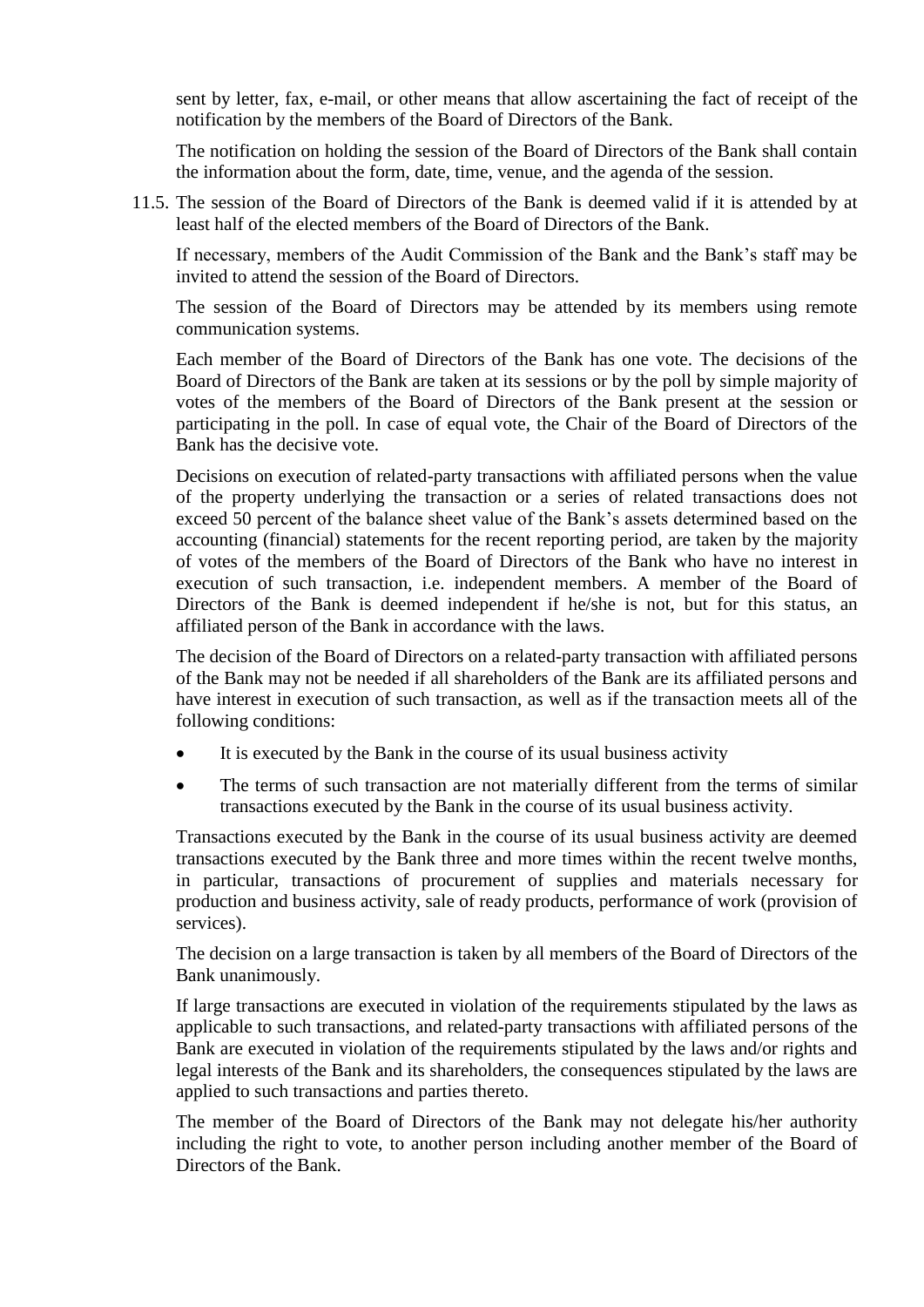sent by letter, fax, e-mail, or other means that allow ascertaining the fact of receipt of the notification by the members of the Board of Directors of the Bank.

The notification on holding the session of the Board of Directors of the Bank shall contain the information about the form, date, time, venue, and the agenda of the session.

11.5. The session of the Board of Directors of the Bank is deemed valid if it is attended by at least half of the elected members of the Board of Directors of the Bank.

If necessary, members of the Audit Commission of the Bank and the Bank's staff may be invited to attend the session of the Board of Directors.

The session of the Board of Directors may be attended by its members using remote communication systems.

Each member of the Board of Directors of the Bank has one vote. The decisions of the Board of Directors of the Bank are taken at its sessions or by the poll by simple majority of votes of the members of the Board of Directors of the Bank present at the session or participating in the poll. In case of equal vote, the Chair of the Board of Directors of the Bank has the decisive vote.

Decisions on execution of related-party transactions with affiliated persons when the value of the property underlying the transaction or a series of related transactions does not exceed 50 percent of the balance sheet value of the Bank's assets determined based on the accounting (financial) statements for the recent reporting period, are taken by the majority of votes of the members of the Board of Directors of the Bank who have no interest in execution of such transaction, i.e. independent members. A member of the Board of Directors of the Bank is deemed independent if he/she is not, but for this status, an affiliated person of the Bank in accordance with the laws.

The decision of the Board of Directors on a related-party transaction with affiliated persons of the Bank may not be needed if all shareholders of the Bank are its affiliated persons and have interest in execution of such transaction, as well as if the transaction meets all of the following conditions:

- It is executed by the Bank in the course of its usual business activity
- The terms of such transaction are not materially different from the terms of similar transactions executed by the Bank in the course of its usual business activity.

Transactions executed by the Bank in the course of its usual business activity are deemed transactions executed by the Bank three and more times within the recent twelve months, in particular, transactions of procurement of supplies and materials necessary for production and business activity, sale of ready products, performance of work (provision of services).

The decision on a large transaction is taken by all members of the Board of Directors of the Bank unanimously.

If large transactions are executed in violation of the requirements stipulated by the laws as applicable to such transactions, and related-party transactions with affiliated persons of the Bank are executed in violation of the requirements stipulated by the laws and/or rights and legal interests of the Bank and its shareholders, the consequences stipulated by the laws are applied to such transactions and parties thereto.

The member of the Board of Directors of the Bank may not delegate his/her authority including the right to vote, to another person including another member of the Board of Directors of the Bank.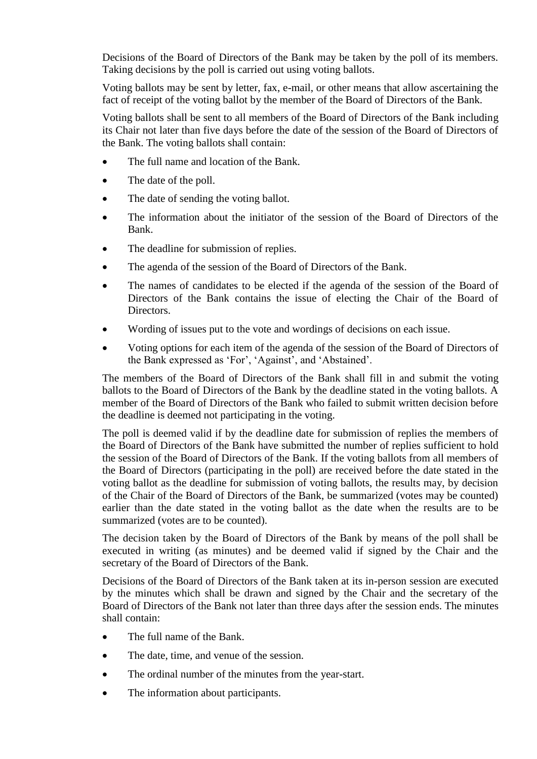Decisions of the Board of Directors of the Bank may be taken by the poll of its members. Taking decisions by the poll is carried out using voting ballots.

Voting ballots may be sent by letter, fax, e-mail, or other means that allow ascertaining the fact of receipt of the voting ballot by the member of the Board of Directors of the Bank.

Voting ballots shall be sent to all members of the Board of Directors of the Bank including its Chair not later than five days before the date of the session of the Board of Directors of the Bank. The voting ballots shall contain:

- The full name and location of the Bank.
- The date of the poll.
- The date of sending the voting ballot.
- The information about the initiator of the session of the Board of Directors of the Bank.
- The deadline for submission of replies.
- The agenda of the session of the Board of Directors of the Bank.
- The names of candidates to be elected if the agenda of the session of the Board of Directors of the Bank contains the issue of electing the Chair of the Board of Directors.
- Wording of issues put to the vote and wordings of decisions on each issue.
- Voting options for each item of the agenda of the session of the Board of Directors of the Bank expressed as 'For', 'Against', and 'Abstained'.

The members of the Board of Directors of the Bank shall fill in and submit the voting ballots to the Board of Directors of the Bank by the deadline stated in the voting ballots. A member of the Board of Directors of the Bank who failed to submit written decision before the deadline is deemed not participating in the voting.

The poll is deemed valid if by the deadline date for submission of replies the members of the Board of Directors of the Bank have submitted the number of replies sufficient to hold the session of the Board of Directors of the Bank. If the voting ballots from all members of the Board of Directors (participating in the poll) are received before the date stated in the voting ballot as the deadline for submission of voting ballots, the results may, by decision of the Chair of the Board of Directors of the Bank, be summarized (votes may be counted) earlier than the date stated in the voting ballot as the date when the results are to be summarized (votes are to be counted).

The decision taken by the Board of Directors of the Bank by means of the poll shall be executed in writing (as minutes) and be deemed valid if signed by the Chair and the secretary of the Board of Directors of the Bank.

Decisions of the Board of Directors of the Bank taken at its in-person session are executed by the minutes which shall be drawn and signed by the Chair and the secretary of the Board of Directors of the Bank not later than three days after the session ends. The minutes shall contain:

- The full name of the Bank.
- The date, time, and venue of the session.
- The ordinal number of the minutes from the year-start.
- The information about participants.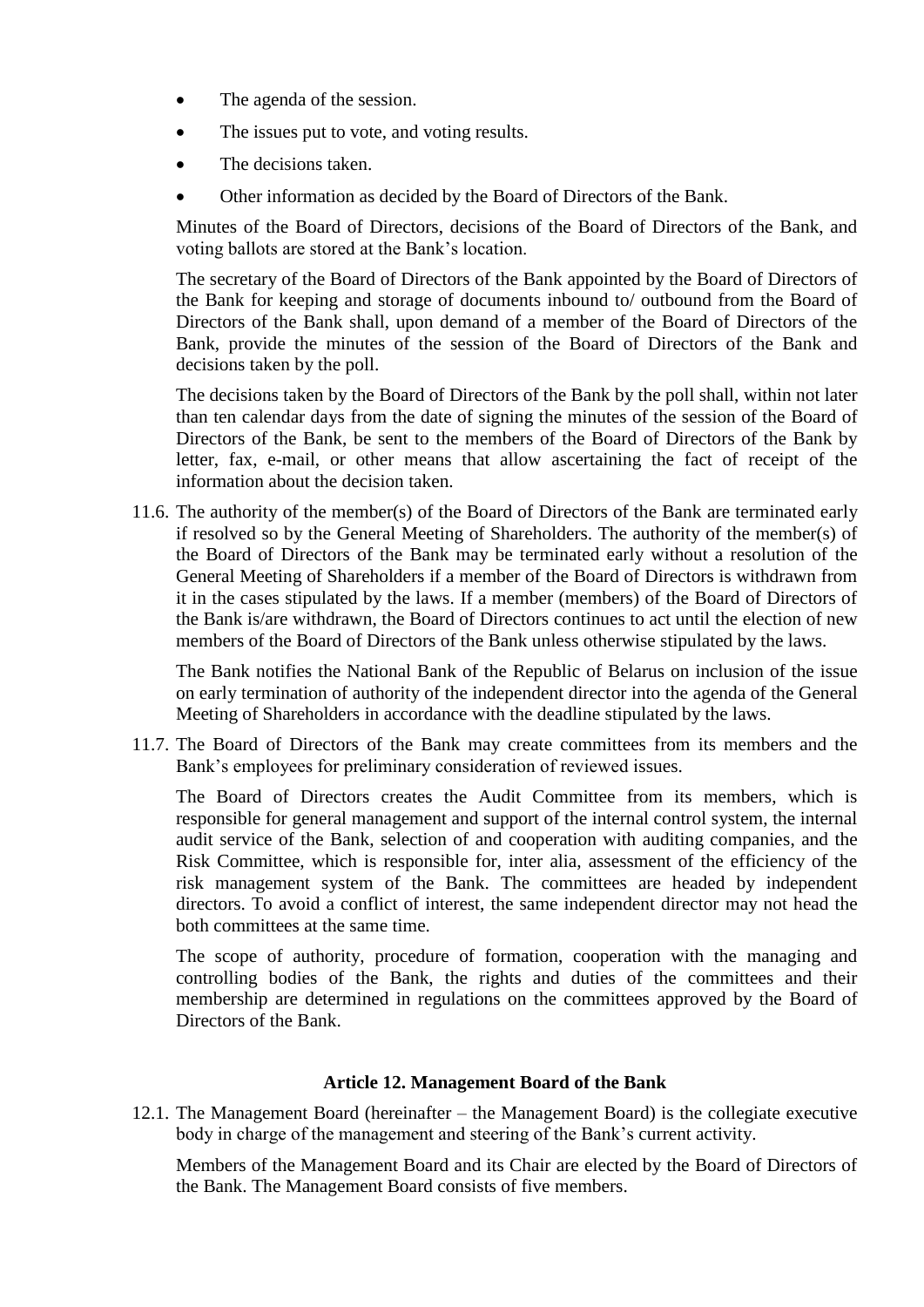- The agenda of the session.
- The issues put to vote, and voting results.
- The decisions taken.
- Other information as decided by the Board of Directors of the Bank.

Minutes of the Board of Directors, decisions of the Board of Directors of the Bank, and voting ballots are stored at the Bank's location.

The secretary of the Board of Directors of the Bank appointed by the Board of Directors of the Bank for keeping and storage of documents inbound to/ outbound from the Board of Directors of the Bank shall, upon demand of a member of the Board of Directors of the Bank, provide the minutes of the session of the Board of Directors of the Bank and decisions taken by the poll.

The decisions taken by the Board of Directors of the Bank by the poll shall, within not later than ten calendar days from the date of signing the minutes of the session of the Board of Directors of the Bank, be sent to the members of the Board of Directors of the Bank by letter, fax, e-mail, or other means that allow ascertaining the fact of receipt of the information about the decision taken.

11.6. The authority of the member(s) of the Board of Directors of the Bank are terminated early if resolved so by the General Meeting of Shareholders. The authority of the member(s) of the Board of Directors of the Bank may be terminated early without a resolution of the General Meeting of Shareholders if a member of the Board of Directors is withdrawn from it in the cases stipulated by the laws. If a member (members) of the Board of Directors of the Bank is/are withdrawn, the Board of Directors continues to act until the election of new members of the Board of Directors of the Bank unless otherwise stipulated by the laws.

The Bank notifies the National Bank of the Republic of Belarus on inclusion of the issue on early termination of authority of the independent director into the agenda of the General Meeting of Shareholders in accordance with the deadline stipulated by the laws.

11.7. The Board of Directors of the Bank may create committees from its members and the Bank's employees for preliminary consideration of reviewed issues.

The Board of Directors creates the Audit Committee from its members, which is responsible for general management and support of the internal control system, the internal audit service of the Bank, selection of and cooperation with auditing companies, and the Risk Committee, which is responsible for, inter alia, assessment of the efficiency of the risk management system of the Bank. The committees are headed by independent directors. To avoid a conflict of interest, the same independent director may not head the both committees at the same time.

The scope of authority, procedure of formation, cooperation with the managing and controlling bodies of the Bank, the rights and duties of the committees and their membership are determined in regulations on the committees approved by the Board of Directors of the Bank.

### Article 12. Management Board of the Bank

12.1. The Management Board (hereinafter – the Management Board) is the collegiate executive body in charge of the management and steering of the Bank's current activity.

Members of the Management Board and its Chair are elected by the Board of Directors of the Bank. The Management Board consists of five members.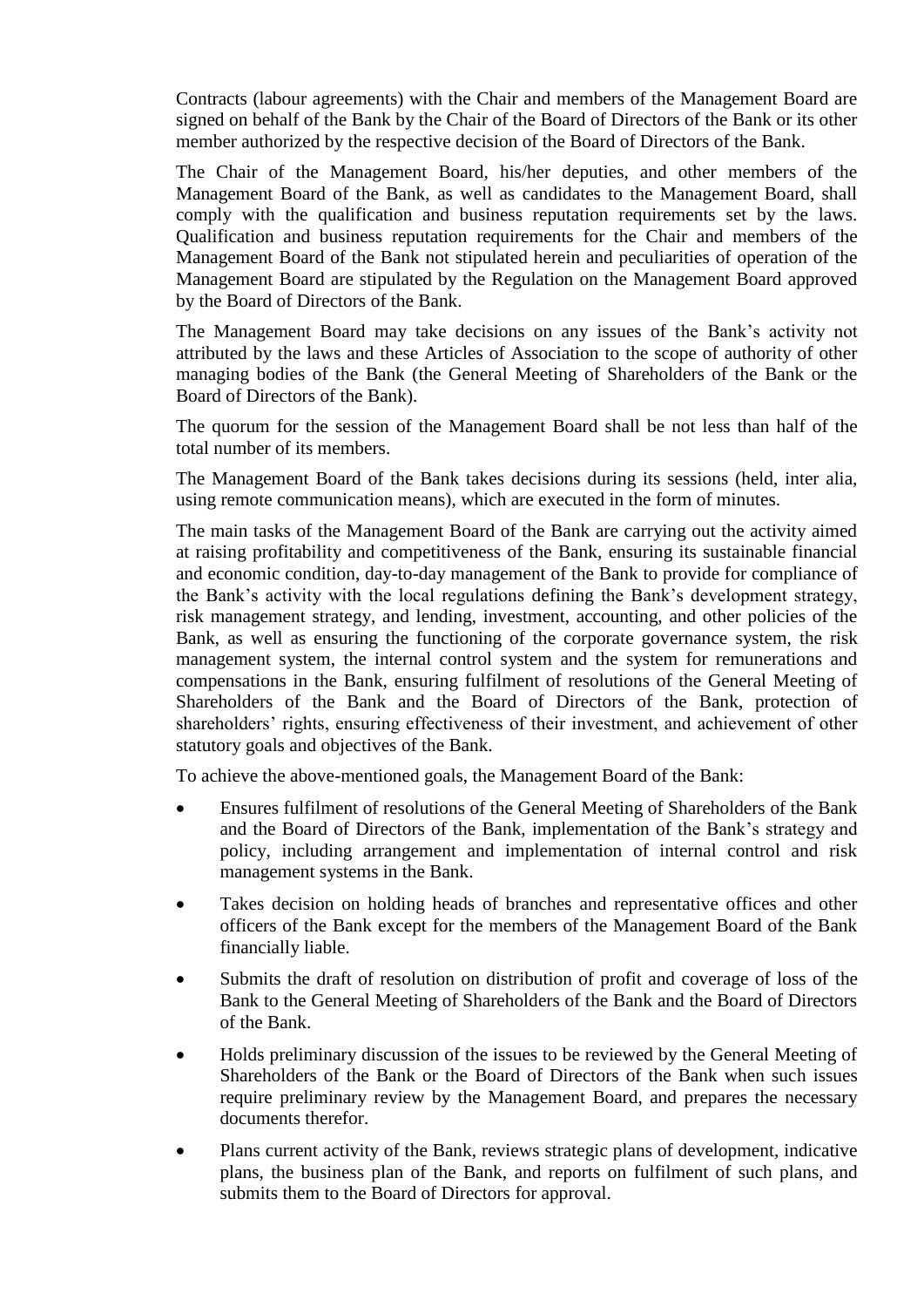Contracts (labour agreements) with the Chair and members of the Management Board are signed on behalf of the Bank by the Chair of the Board of Directors of the Bank or its other member authorized by the respective decision of the Board of Directors of the Bank.

The Chair of the Management Board, his/her deputies, and other members of the Management Board of the Bank, as well as candidates to the Management Board, shall comply with the qualification and business reputation requirements set by the laws. Qualification and business reputation requirements for the Chair and members of the Management Board of the Bank not stipulated herein and peculiarities of operation of the Management Board are stipulated by the Regulation on the Management Board approved by the Board of Directors of the Bank.

The Management Board may take decisions on any issues of the Bank's activity not attributed by the laws and these Articles of Association to the scope of authority of other managing bodies of the Bank (the General Meeting of Shareholders of the Bank or the Board of Directors of the Bank).

The quorum for the session of the Management Board shall be not less than half of the total number of its members.

The Management Board of the Bank takes decisions during its sessions (held, inter alia, using remote communication means), which are executed in the form of minutes.

The main tasks of the Management Board of the Bank are carrying out the activity aimed at raising profitability and competitiveness of the Bank, ensuring its sustainable financial and economic condition, day-to-day management of the Bank to provide for compliance of the Bank's activity with the local regulations defining the Bank's development strategy, risk management strategy, and lending, investment, accounting, and other policies of the Bank, as well as ensuring the functioning of the corporate governance system, the risk management system, the internal control system and the system for remunerations and compensations in the Bank, ensuring fulfilment of resolutions of the General Meeting of Shareholders of the Bank and the Board of Directors of the Bank, protection of shareholders' rights, ensuring effectiveness of their investment, and achievement of other statutory goals and objectives of the Bank.

To achieve the above-mentioned goals, the Management Board of the Bank:

- Ensures fulfilment of resolutions of the General Meeting of Shareholders of the Bank and the Board of Directors of the Bank, implementation of the Bank's strategy and policy, including arrangement and implementation of internal control and risk management systems in the Bank.
- Takes decision on holding heads of branches and representative offices and other officers of the Bank except for the members of the Management Board of the Bank financially liable.
- Submits the draft of resolution on distribution of profit and coverage of loss of the Bank to the General Meeting of Shareholders of the Bank and the Board of Directors of the Bank.
- Holds preliminary discussion of the issues to be reviewed by the General Meeting of Shareholders of the Bank or the Board of Directors of the Bank when such issues require preliminary review by the Management Board, and prepares the necessary documents therefor.
- Plans current activity of the Bank, reviews strategic plans of development, indicative plans, the business plan of the Bank, and reports on fulfilment of such plans, and submits them to the Board of Directors for approval.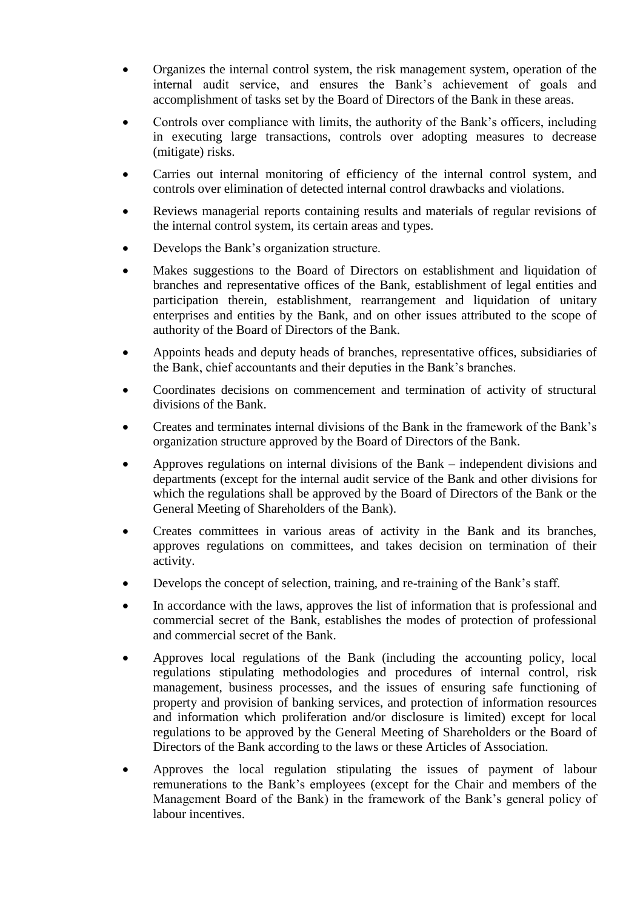- Organizes the internal control system, the risk management system, operation of the internal audit service, and ensures the Bank's achievement of goals and accomplishment of tasks set by the Board of Directors of the Bank in these areas.
- Controls over compliance with limits, the authority of the Bank's officers, including in executing large transactions, controls over adopting measures to decrease (mitigate) risks.
- Carries out internal monitoring of efficiency of the internal control system, and controls over elimination of detected internal control drawbacks and violations.
- Reviews managerial reports containing results and materials of regular revisions of the internal control system, its certain areas and types.
- Develops the Bank's organization structure.
- Makes suggestions to the Board of Directors on establishment and liquidation of branches and representative offices of the Bank, establishment of legal entities and participation therein, establishment, rearrangement and liquidation of unitary enterprises and entities by the Bank, and on other issues attributed to the scope of authority of the Board of Directors of the Bank.
- Appoints heads and deputy heads of branches, representative offices, subsidiaries of the Bank, chief accountants and their deputies in the Bank's branches.
- Coordinates decisions on commencement and termination of activity of structural divisions of the Bank.
- Creates and terminates internal divisions of the Bank in the framework of the Bank's organization structure approved by the Board of Directors of the Bank.
- Approves regulations on internal divisions of the Bank – independent divisions and departments (except for the internal audit service of the Bank and other divisions for which the regulations shall be approved by the Board of Directors of the Bank or the General Meeting of Shareholders of the Bank).
- Creates committees in various areas of activity in the Bank and its branches, approves regulations on committees, and takes decision on termination of their activity.
- Develops the concept of selection, training, and re-training of the Bank's staff.
- In accordance with the laws, approves the list of information that is professional and commercial secret of the Bank, establishes the modes of protection of professional and commercial secret of the Bank.
- Approves local regulations of the Bank (including the accounting policy, local regulations stipulating methodologies and procedures of internal control, risk management, business processes, and the issues of ensuring safe functioning of property and provision of banking services, and protection of information resources and information which proliferation and/or disclosure is limited) except for local regulations to be approved by the General Meeting of Shareholders or the Board of Directors of the Bank according to the laws or these Articles of Association.
- Approves the local regulation stipulating the issues of payment of labour remunerations to the Bank's employees (except for the Chair and members of the Management Board of the Bank) in the framework of the Bank's general policy of labour incentives.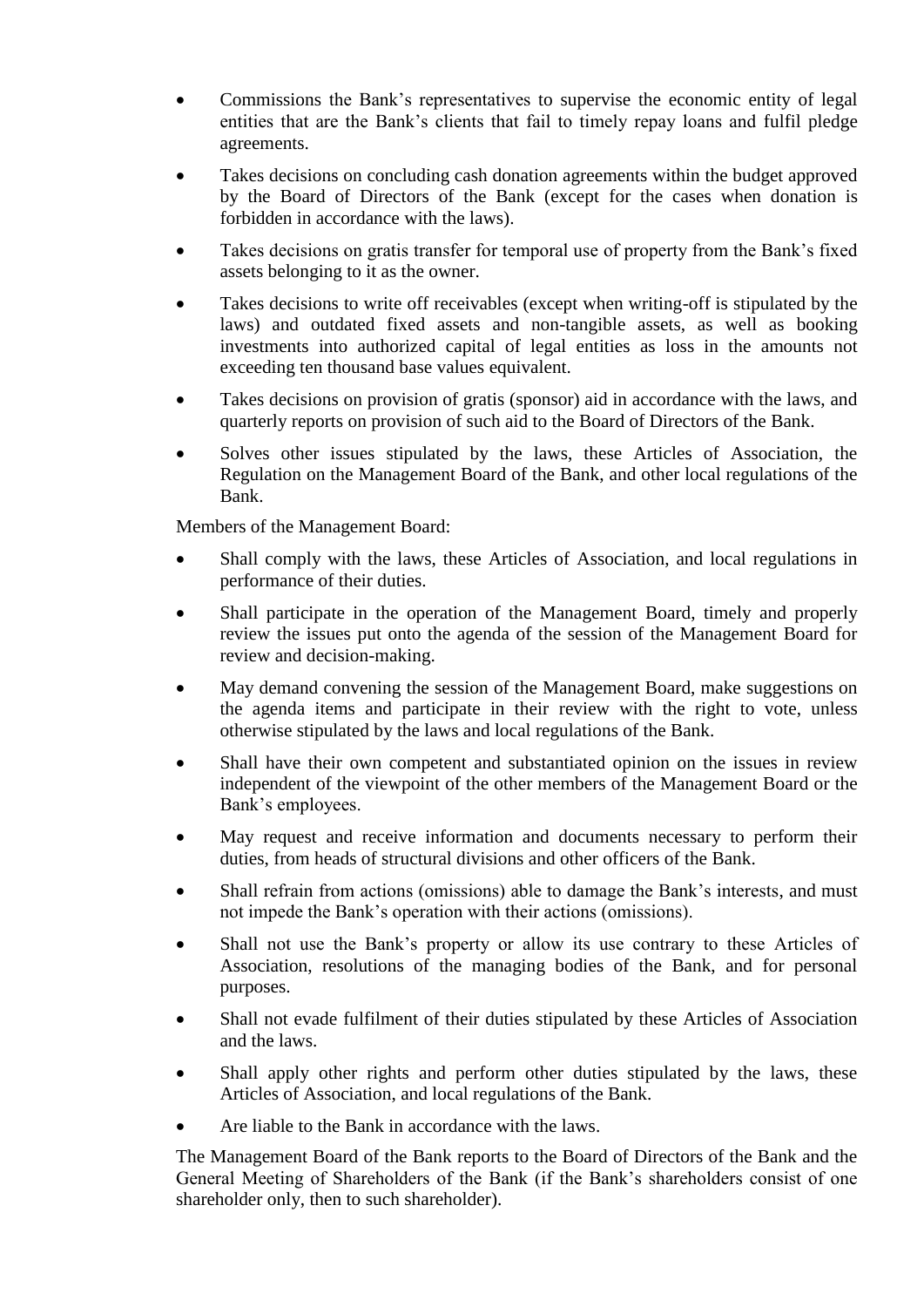- Commissions the Bank's representatives to supervise the economic entity of legal entities that are the Bank's clients that fail to timely repay loans and fulfil pledge agreements.
- Takes decisions on concluding cash donation agreements within the budget approved by the Board of Directors of the Bank (except for the cases when donation is forbidden in accordance with the laws).
- Takes decisions on gratis transfer for temporal use of property from the Bank's fixed assets belonging to it as the owner.
- Takes decisions to write off receivables (except when writing-off is stipulated by the laws) and outdated fixed assets and non-tangible assets, as well as booking investments into authorized capital of legal entities as loss in the amounts not exceeding ten thousand base values equivalent.
- Takes decisions on provision of gratis (sponsor) aid in accordance with the laws, and quarterly reports on provision of such aid to the Board of Directors of the Bank.
- Solves other issues stipulated by the laws, these Articles of Association, the Regulation on the Management Board of the Bank, and other local regulations of the Bank.

Members of the Management Board:

- Shall comply with the laws, these Articles of Association, and local regulations in performance of their duties.
- Shall participate in the operation of the Management Board, timely and properly review the issues put onto the agenda of the session of the Management Board for review and decision-making.
- May demand convening the session of the Management Board, make suggestions on the agenda items and participate in their review with the right to vote, unless otherwise stipulated by the laws and local regulations of the Bank.
- Shall have their own competent and substantiated opinion on the issues in review independent of the viewpoint of the other members of the Management Board or the Bank's employees.
- May request and receive information and documents necessary to perform their duties, from heads of structural divisions and other officers of the Bank.
- Shall refrain from actions (omissions) able to damage the Bank's interests, and must not impede the Bank's operation with their actions (omissions).
- Shall not use the Bank's property or allow its use contrary to these Articles of Association, resolutions of the managing bodies of the Bank, and for personal purposes.
- Shall not evade fulfilment of their duties stipulated by these Articles of Association and the laws.
- Shall apply other rights and perform other duties stipulated by the laws, these Articles of Association, and local regulations of the Bank.
- Are liable to the Bank in accordance with the laws.

The Management Board of the Bank reports to the Board of Directors of the Bank and the General Meeting of Shareholders of the Bank (if the Bank's shareholders consist of one shareholder only, then to such shareholder).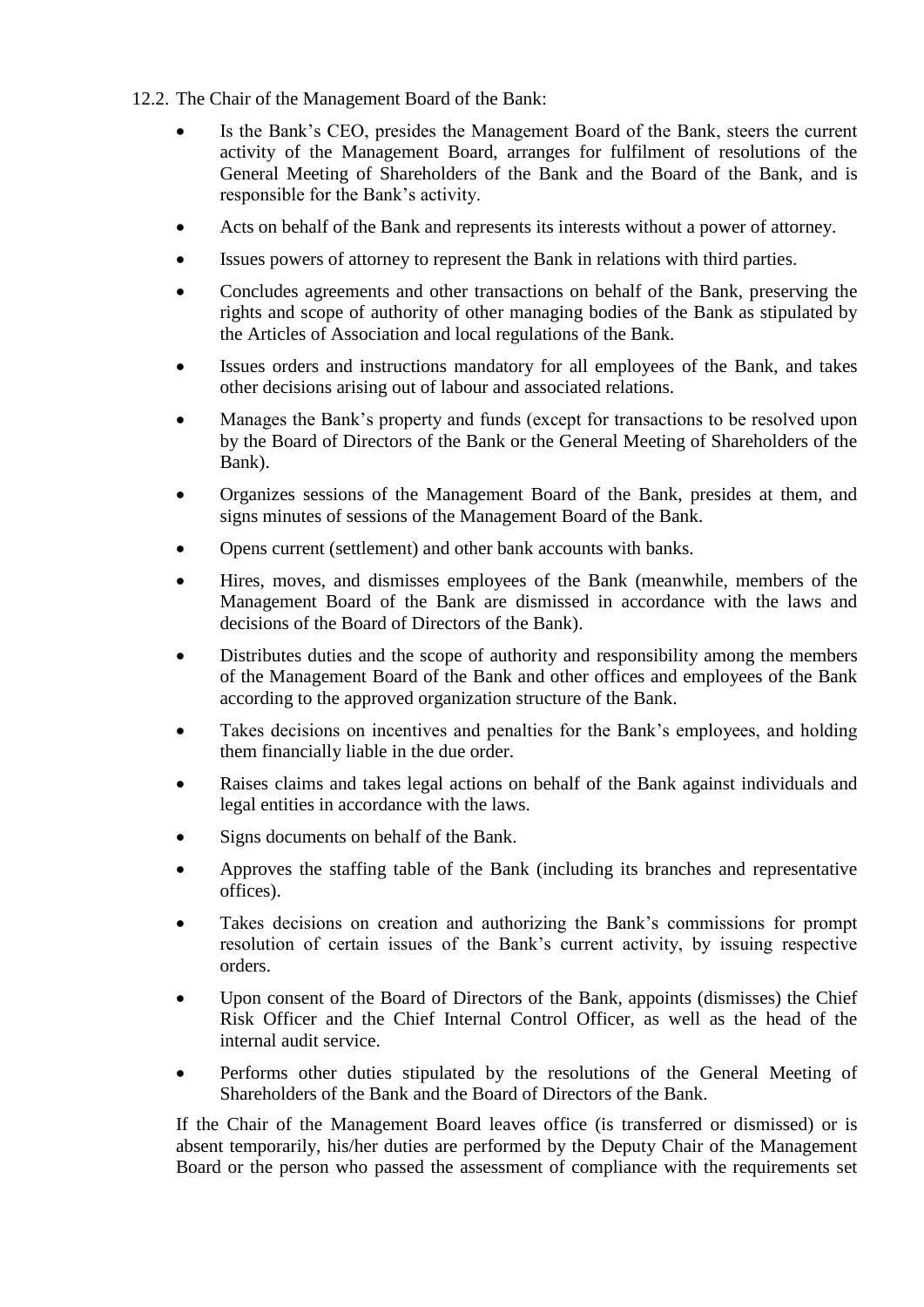12.2. The Chair of the Management Board of the Bank:

- Is the Bank's CEO, presides the Management Board of the Bank, steers the current activity of the Management Board, arranges for fulfilment of resolutions of the General Meeting of Shareholders of the Bank and the Board of the Bank, and is responsible for the Bank's activity.
- Acts on behalf of the Bank and represents its interests without a power of attorney.
- Issues powers of attorney to represent the Bank in relations with third parties.
- Concludes agreements and other transactions on behalf of the Bank, preserving the rights and scope of authority of other managing bodies of the Bank as stipulated by the Articles of Association and local regulations of the Bank.
- Issues orders and instructions mandatory for all employees of the Bank, and takes other decisions arising out of labour and associated relations.
- Manages the Bank's property and funds (except for transactions to be resolved upon by the Board of Directors of the Bank or the General Meeting of Shareholders of the Bank).
- Organizes sessions of the Management Board of the Bank, presides at them, and signs minutes of sessions of the Management Board of the Bank.
- Opens current (settlement) and other bank accounts with banks.
- Hires, moves, and dismisses employees of the Bank (meanwhile, members of the Management Board of the Bank are dismissed in accordance with the laws and decisions of the Board of Directors of the Bank).
- Distributes duties and the scope of authority and responsibility among the members of the Management Board of the Bank and other offices and employees of the Bank according to the approved organization structure of the Bank.
- Takes decisions on incentives and penalties for the Bank's employees, and holding them financially liable in the due order.
- Raises claims and takes legal actions on behalf of the Bank against individuals and legal entities in accordance with the laws.
- Signs documents on behalf of the Bank.
- Approves the staffing table of the Bank (including its branches and representative offices).
- Takes decisions on creation and authorizing the Bank's commissions for prompt resolution of certain issues of the Bank's current activity, by issuing respective orders.
- Upon consent of the Board of Directors of the Bank, appoints (dismisses) the Chief Risk Officer and the Chief Internal Control Officer, as well as the head of the internal audit service.
- Performs other duties stipulated by the resolutions of the General Meeting of Shareholders of the Bank and the Board of Directors of the Bank.

If the Chair of the Management Board leaves office (is transferred or dismissed) or is absent temporarily, his/her duties are performed by the Deputy Chair of the Management Board or the person who passed the assessment of compliance with the requirements set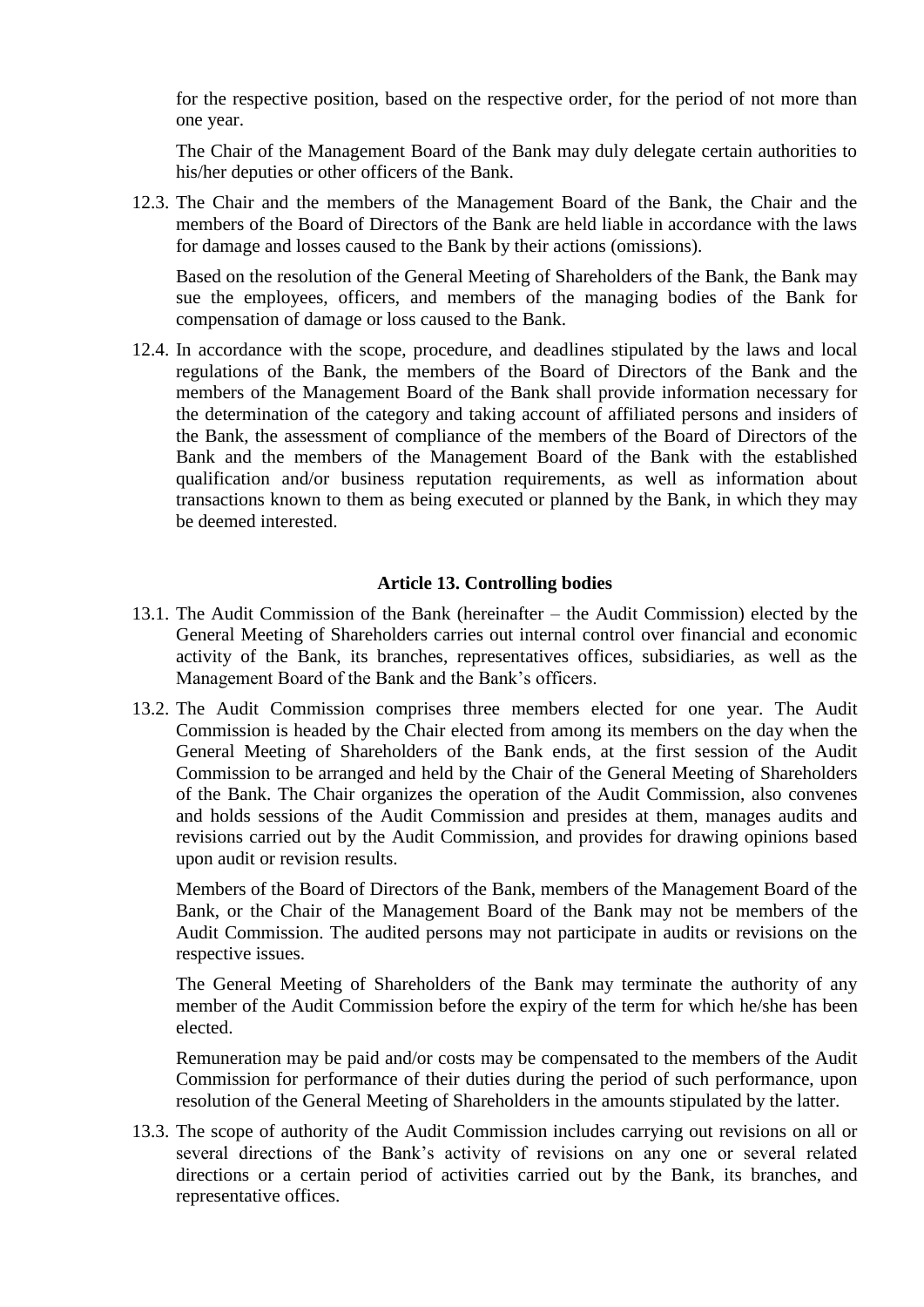for the respective position, based on the respective order, for the period of not more than one year.

The Chair of the Management Board of the Bank may duly delegate certain authorities to his/her deputies or other officers of the Bank.

12.3. The Chair and the members of the Management Board of the Bank, the Chair and the members of the Board of Directors of the Bank are held liable in accordance with the laws for damage and losses caused to the Bank by their actions (omissions).

Based on the resolution of the General Meeting of Shareholders of the Bank, the Bank may sue the employees, officers, and members of the managing bodies of the Bank for compensation of damage or loss caused to the Bank.

12.4. In accordance with the scope, procedure, and deadlines stipulated by the laws and local regulations of the Bank, the members of the Board of Directors of the Bank and the members of the Management Board of the Bank shall provide information necessary for the determination of the category and taking account of affiliated persons and insiders of the Bank, the assessment of compliance of the members of the Board of Directors of the Bank and the members of the Management Board of the Bank with the established qualification and/or business reputation requirements, as well as information about transactions known to them as being executed or planned by the Bank, in which they may be deemed interested.

## Article 13. Controlling bodies

13.1. The Audit Commission of the Bank (hereinafter – the Audit Commission) elected by the General Meeting of Shareholders carries out internal control over financial and economic activity of the Bank, its branches, representatives offices, subsidiaries, as well as the Management Board of the Bank and the Bank's officers.

13.2. The Audit Commission comprises three members elected for one year. The Audit Commission is headed by the Chair elected from among its members on the day when the General Meeting of Shareholders of the Bank ends, at the first session of the Audit Commission to be arranged and held by the Chair of the General Meeting of Shareholders of the Bank. The Chair organizes the operation of the Audit Commission, also convenes and holds sessions of the Audit Commission and presides at them, manages audits and revisions carried out by the Audit Commission, and provides for drawing opinions based upon audit or revision results.

Members of the Board of Directors of the Bank, members of the Management Board of the Bank, or the Chair of the Management Board of the Bank may not be members of the Audit Commission. The audited persons may not participate in audits or revisions on the respective issues.

The General Meeting of Shareholders of the Bank may terminate the authority of any member of the Audit Commission before the expiry of the term for which he/she has been elected.

Remuneration may be paid and/or costs may be compensated to the members of the Audit Commission for performance of their duties during the period of such performance, upon resolution of the General Meeting of Shareholders in the amounts stipulated by the latter.

13.3. The scope of authority of the Audit Commission includes carrying out revisions on all or several directions of the Bank's activity of revisions on any one or several related directions or a certain period of activities carried out by the Bank, its branches, and representative offices.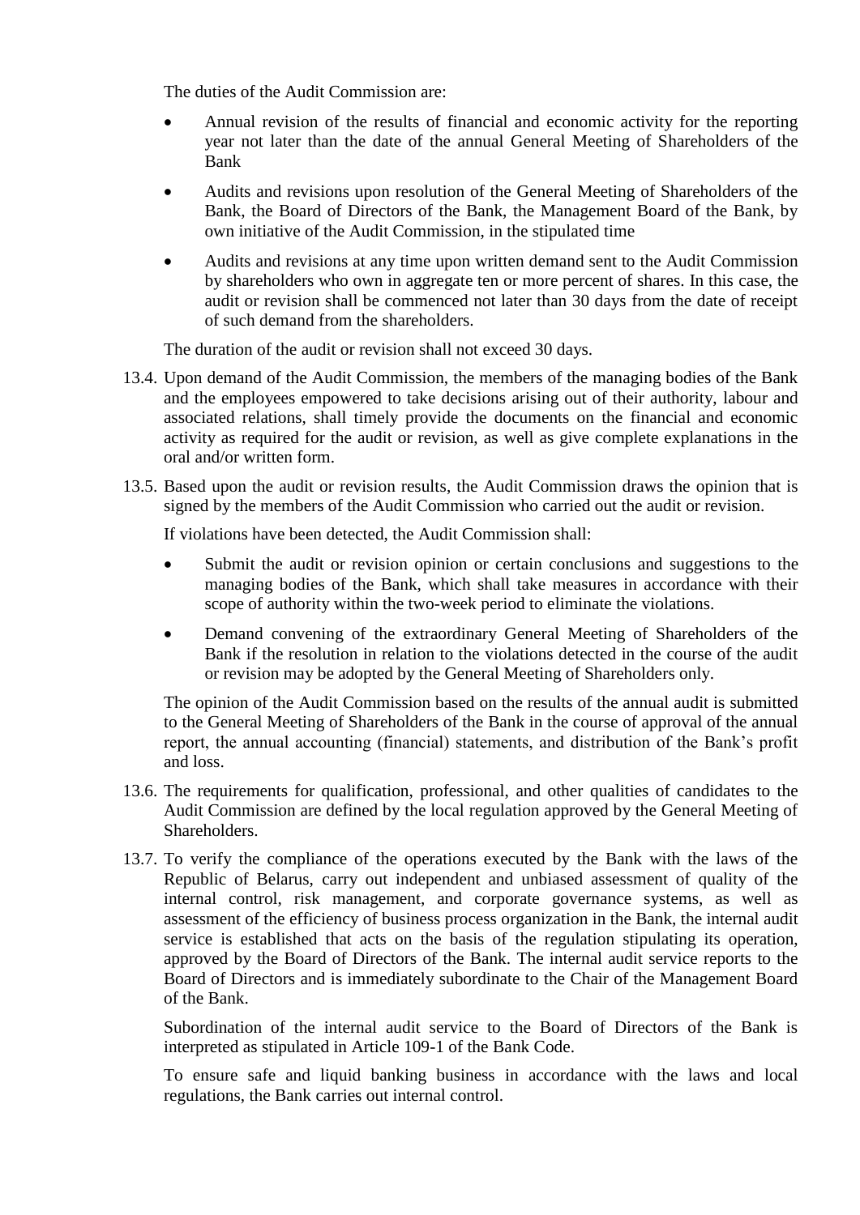The duties of the Audit Commission are:

- Annual revision of the results of financial and economic activity for the reporting year not later than the date of the annual General Meeting of Shareholders of the Bank
- Audits and revisions upon resolution of the General Meeting of Shareholders of the Bank, the Board of Directors of the Bank, the Management Board of the Bank, by own initiative of the Audit Commission, in the stipulated time
- Audits and revisions at any time upon written demand sent to the Audit Commission by shareholders who own in aggregate ten or more percent of shares. In this case, the audit or revision shall be commenced not later than 30 days from the date of receipt of such demand from the shareholders.

The duration of the audit or revision shall not exceed 30 days.

13.4. Upon demand of the Audit Commission, the members of the managing bodies of the Bank and the employees empowered to take decisions arising out of their authority, labour and associated relations, shall timely provide the documents on the financial and economic activity as required for the audit or revision, as well as give complete explanations in the oral and/or written form.

13.5. Based upon the audit or revision results, the Audit Commission draws the opinion that is signed by the members of the Audit Commission who carried out the audit or revision.

If violations have been detected, the Audit Commission shall:

- Submit the audit or revision opinion or certain conclusions and suggestions to the managing bodies of the Bank, which shall take measures in accordance with their scope of authority within the two-week period to eliminate the violations.
- Demand convening of the extraordinary General Meeting of Shareholders of the Bank if the resolution in relation to the violations detected in the course of the audit or revision may be adopted by the General Meeting of Shareholders only.

The opinion of the Audit Commission based on the results of the annual audit is submitted to the General Meeting of Shareholders of the Bank in the course of approval of the annual report, the annual accounting (financial) statements, and distribution of the Bank's profit and loss.

13.6. The requirements for qualification, professional, and other qualities of candidates to the Audit Commission are defined by the local regulation approved by the General Meeting of Shareholders.

13.7. To verify the compliance of the operations executed by the Bank with the laws of the Republic of Belarus, carry out independent and unbiased assessment of quality of the internal control, risk management, and corporate governance systems, as well as assessment of the efficiency of business process organization in the Bank, the internal audit service is established that acts on the basis of the regulation stipulating its operation, approved by the Board of Directors of the Bank. The internal audit service reports to the Board of Directors and is immediately subordinate to the Chair of the Management Board of the Bank.

Subordination of the internal audit service to the Board of Directors of the Bank is interpreted as stipulated in Article 109-1 of the Bank Code.

To ensure safe and liquid banking business in accordance with the laws and local regulations, the Bank carries out internal control.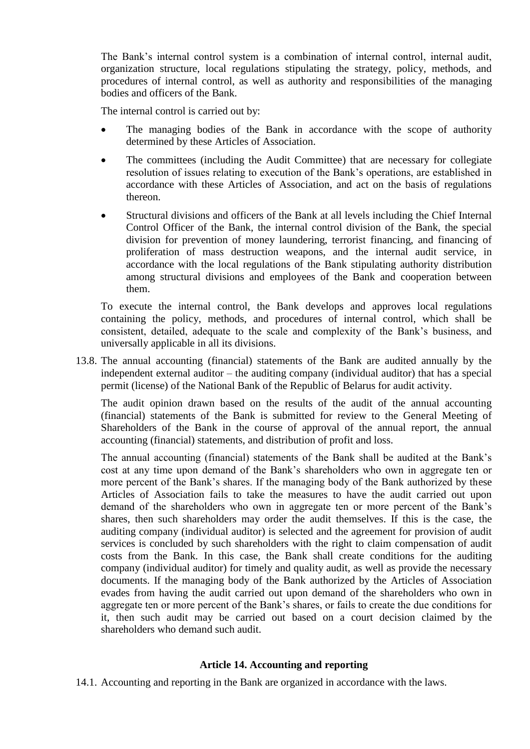The Bank's internal control system is a combination of internal control, internal audit, organization structure, local regulations stipulating the strategy, policy, methods, and procedures of internal control, as well as authority and responsibilities of the managing bodies and officers of the Bank.

The internal control is carried out by:

- The managing bodies of the Bank in accordance with the scope of authority determined by these Articles of Association.
- The committees (including the Audit Committee) that are necessary for collegiate resolution of issues relating to execution of the Bank's operations, are established in accordance with these Articles of Association, and act on the basis of regulations thereon.
- Structural divisions and officers of the Bank at all levels including the Chief Internal Control Officer of the Bank, the internal control division of the Bank, the special division for prevention of money laundering, terrorist financing, and financing of proliferation of mass destruction weapons, and the internal audit service, in accordance with the local regulations of the Bank stipulating authority distribution among structural divisions and employees of the Bank and cooperation between them.

To execute the internal control, the Bank develops and approves local regulations containing the policy, methods, and procedures of internal control, which shall be consistent, detailed, adequate to the scale and complexity of the Bank's business, and universally applicable in all its divisions.

13.8. The annual accounting (financial) statements of the Bank are audited annually by the independent external auditor – the auditing company (individual auditor) that has a special permit (license) of the National Bank of the Republic of Belarus for audit activity.

The audit opinion drawn based on the results of the audit of the annual accounting (financial) statements of the Bank is submitted for review to the General Meeting of Shareholders of the Bank in the course of approval of the annual report, the annual accounting (financial) statements, and distribution of profit and loss.

The annual accounting (financial) statements of the Bank shall be audited at the Bank's cost at any time upon demand of the Bank's shareholders who own in aggregate ten or more percent of the Bank's shares. If the managing body of the Bank authorized by these Articles of Association fails to take the measures to have the audit carried out upon demand of the shareholders who own in aggregate ten or more percent of the Bank's shares, then such shareholders may order the audit themselves. If this is the case, the auditing company (individual auditor) is selected and the agreement for provision of audit services is concluded by such shareholders with the right to claim compensation of audit costs from the Bank. In this case, the Bank shall create conditions for the auditing company (individual auditor) for timely and quality audit, as well as provide the necessary documents. If the managing body of the Bank authorized by the Articles of Association evades from having the audit carried out upon demand of the shareholders who own in aggregate ten or more percent of the Bank's shares, or fails to create the due conditions for it, then such audit may be carried out based on a court decision claimed by the shareholders who demand such audit.

## Article 14. Accounting and reporting

14.1. Accounting and reporting in the Bank are organized in accordance with the laws.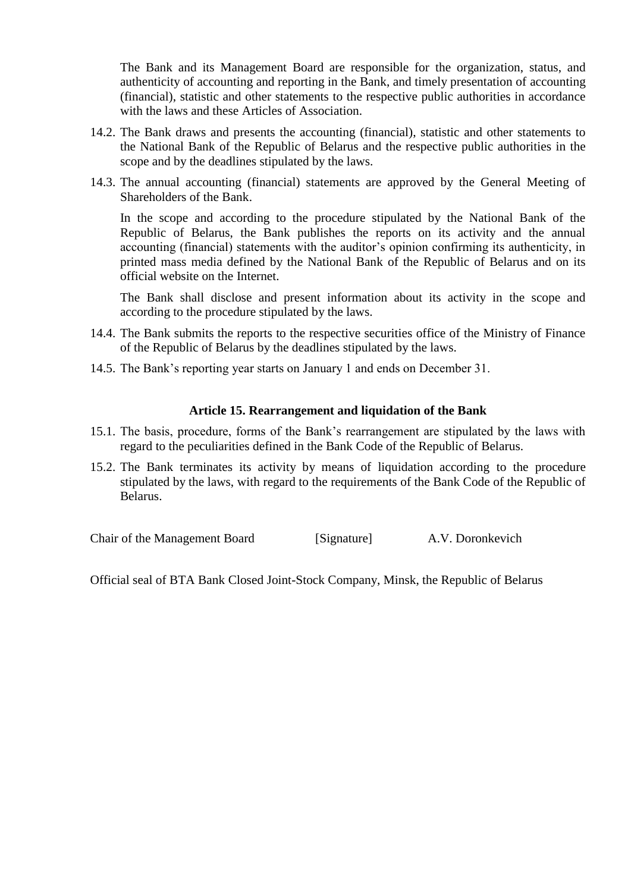The Bank and its Management Board are responsible for the organization, status, and authenticity of accounting and reporting in the Bank, and timely presentation of accounting (financial), statistic and other statements to the respective public authorities in accordance with the laws and these Articles of Association.

14.2. The Bank draws and presents the accounting (financial), statistic and other statements to the National Bank of the Republic of Belarus and the respective public authorities in the scope and by the deadlines stipulated by the laws.

14.3. The annual accounting (financial) statements are approved by the General Meeting of Shareholders of the Bank.

In the scope and according to the procedure stipulated by the National Bank of the Republic of Belarus, the Bank publishes the reports on its activity and the annual accounting (financial) statements with the auditor's opinion confirming its authenticity, in printed mass media defined by the National Bank of the Republic of Belarus and on its official website on the Internet.

The Bank shall disclose and present information about its activity in the scope and according to the procedure stipulated by the laws.

14.4. The Bank submits the reports to the respective securities office of the Ministry of Finance of the Republic of Belarus by the deadlines stipulated by the laws.

14.5. The Bank's reporting year starts on January 1 and ends on December 31.

**Article 15. Rearrangement and liquidation of the Bank**

15.1. The basis, procedure, forms of the Bank's rearrangement are stipulated by the laws with regard to the peculiarities defined in the Bank Code of the Republic of Belarus.

15.2. The Bank terminates its activity by means of liquidation according to the procedure stipulated by the laws, with regard to the requirements of the Bank Code of the Republic of Belarus.

Chair of the Management Board [Signature] A.V. Doronkevich

Official seal of BTA Bank Closed Joint-Stock Company, Minsk, the Republic of Belarus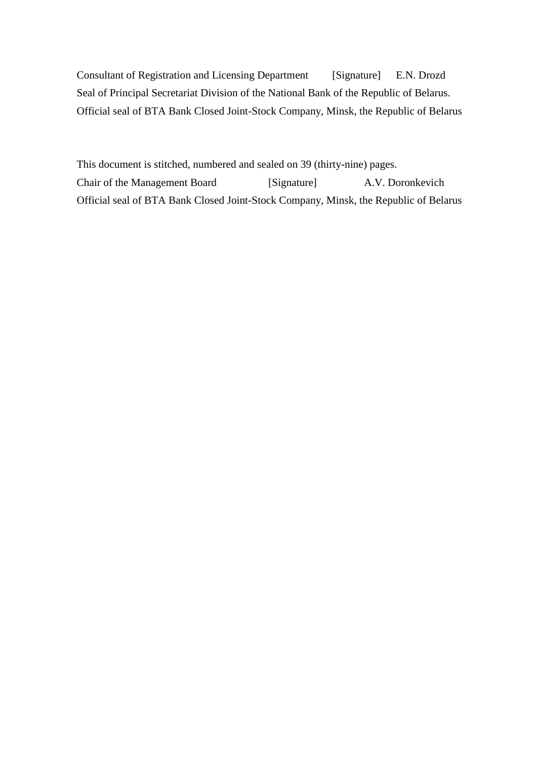Consultant of Registration and Licensing Department [Signature] E.N. Drozd

Seal of Principal Secretariat Division of the National Bank of the Republic of Belarus.

Official seal of BTA Bank Closed Joint-Stock Company, Minsk, the Republic of Belarus

This document is stitched, numbered and sealed on 39 (thirty-nine) pages.

Chair of the Management Board [Signature] A.V. Doronkevich

Official seal of BTA Bank Closed Joint-Stock Company, Minsk, the Republic of Belarus